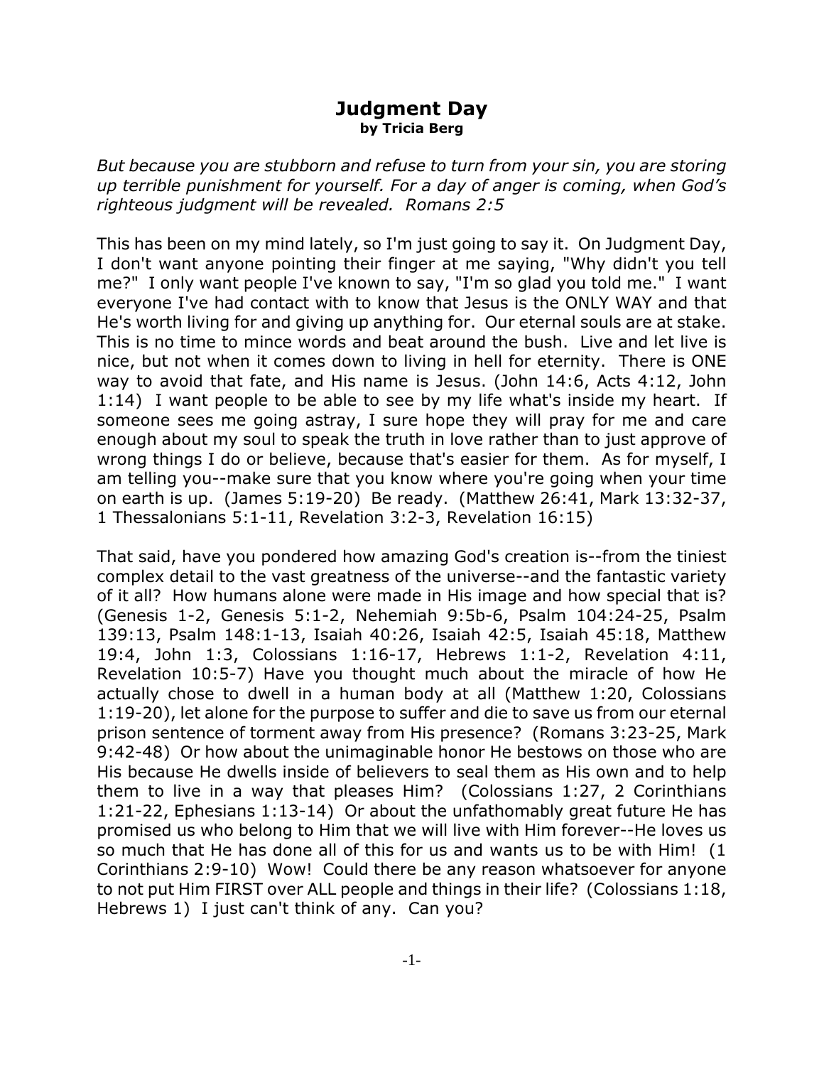# Judgment Day

**by Tricia Berg**

*But because you are stubborn and refuse to turn from your sin, you are storing up terrible punishment for yourself. For a day of anger is coming, when God's righteous judgment will be revealed. Romans 2:5*

This has been on my mind lately, so I'm just going to say it. On Judgment Day, I don't want anyone pointing their finger at me saying, "Why didn't you tell me?" I only want people I've known to say, "I'm so glad you told me." I want everyone I've had contact with to know that Jesus is the ONLY WAY and that He's worth living for and giving up anything for. Our eternal souls are at stake. This is no time to mince words and beat around the bush. Live and let live is nice, but not when it comes down to living in hell for eternity. There is ONE way to avoid that fate, and His name is Jesus. (John 14:6, Acts 4:12, John 1:14) I want people to be able to see by my life what's inside my heart. If someone sees me going astray, I sure hope they will pray for me and care enough about my soul to speak the truth in love rather than to just approve of wrong things I do or believe, because that's easier for them. As for myself, I am telling you--make sure that you know where you're going when your time on earth is up. (James 5:19-20) Be ready. (Matthew 26:41, Mark 13:32-37, 1 Thessalonians 5:1-11, Revelation 3:2-3, Revelation 16:15)

That said, have you pondered how amazing God's creation is--from the tiniest complex detail to the vast greatness of the universe--and the fantastic variety of it all? How humans alone were made in His image and how special that is? (Genesis 1-2, Genesis 5:1-2, Nehemiah 9:5b-6, Psalm 104:24-25, Psalm 139:13, Psalm 148:1-13, Isaiah 40:26, Isaiah 42:5, Isaiah 45:18, Matthew 19:4, John 1:3, Colossians 1:16-17, Hebrews 1:1-2, Revelation 4:11, Revelation 10:5-7) Have you thought much about the miracle of how He actually chose to dwell in a human body at all (Matthew 1:20, Colossians 1:19-20), let alone for the purpose to suffer and die to save us from our eternal prison sentence of torment away from His presence? (Romans 3:23-25, Mark 9:42-48) Or how about the unimaginable honor He bestows on those who are His because He dwells inside of believers to seal them as His own and to help them to live in a way that pleases Him? (Colossians 1:27, 2 Corinthians 1:21-22, Ephesians 1:13-14) Or about the unfathomably great future He has promised us who belong to Him that we will live with Him forever--He loves us so much that He has done all of this for us and wants us to be with Him! (1 Corinthians 2:9-10) Wow! Could there be any reason whatsoever for anyone to not put Him FIRST over ALL people and things in their life? (Colossians 1:18, Hebrews 1) I just can't think of any. Can you?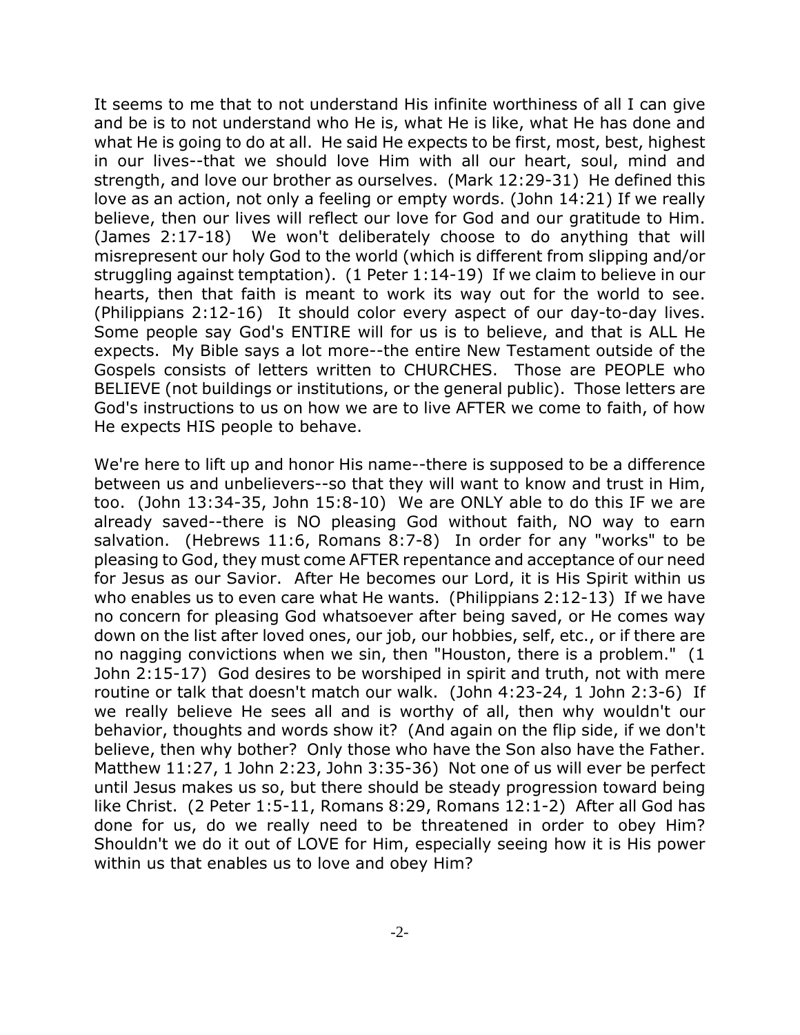It seems to me that to not understand His infinite worthiness of all I can give and be is to not understand who He is, what He is like, what He has done and what He is going to do at all. He said He expects to be first, most, best, highest in our lives--that we should love Him with all our heart, soul, mind and strength, and love our brother as ourselves. (Mark 12:29-31) He defined this love as an action, not only a feeling or empty words. (John 14:21) If we really believe, then our lives will reflect our love for God and our gratitude to Him. (James 2:17-18) We won't deliberately choose to do anything that will misrepresent our holy God to the world (which is different from slipping and/or struggling against temptation). (1 Peter 1:14-19) If we claim to believe in our hearts, then that faith is meant to work its way out for the world to see. (Philippians 2:12-16) It should color every aspect of our day-to-day lives. Some people say God's ENTIRE will for us is to believe, and that is ALL He expects. My Bible says a lot more--the entire New Testament outside of the Gospels consists of letters written to CHURCHES. Those are PEOPLE who BELIEVE (not buildings or institutions, or the general public). Those letters are God's instructions to us on how we are to live AFTER we come to faith, of how He expects HIS people to behave.

We're here to lift up and honor His name--there is supposed to be a difference between us and unbelievers--so that they will want to know and trust in Him, too. (John 13:34-35, John 15:8-10) We are ONLY able to do this IF we are already saved--there is NO pleasing God without faith, NO way to earn salvation. (Hebrews 11:6, Romans 8:7-8) In order for any "works" to be pleasing to God, they must come AFTER repentance and acceptance of our need for Jesus as our Savior. After He becomes our Lord, it is His Spirit within us who enables us to even care what He wants. (Philippians 2:12-13) If we have no concern for pleasing God whatsoever after being saved, or He comes way down on the list after loved ones, our job, our hobbies, self, etc., or if there are no nagging convictions when we sin, then "Houston, there is a problem." (1 John 2:15-17) God desires to be worshiped in spirit and truth, not with mere routine or talk that doesn't match our walk. (John 4:23-24, 1 John 2:3-6) If we really believe He sees all and is worthy of all, then why wouldn't our behavior, thoughts and words show it? (And again on the flip side, if we don't believe, then why bother? Only those who have the Son also have the Father. Matthew 11:27, 1 John 2:23, John 3:35-36) Not one of us will ever be perfect until Jesus makes us so, but there should be steady progression toward being like Christ. (2 Peter 1:5-11, Romans 8:29, Romans 12:1-2) After all God has done for us, do we really need to be threatened in order to obey Him? Shouldn't we do it out of LOVE for Him, especially seeing how it is His power within us that enables us to love and obey Him?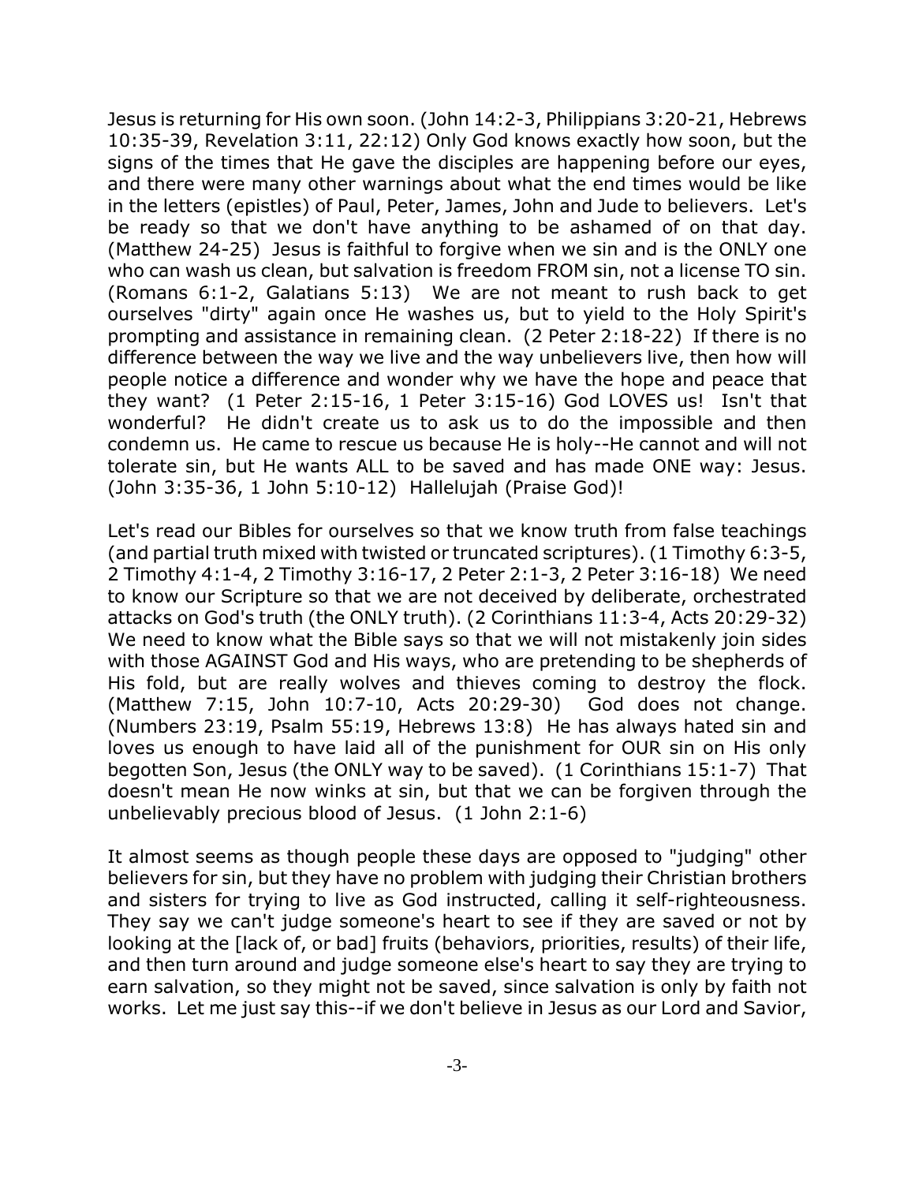Jesus is returning for His own soon. (John 14:2-3, Philippians 3:20-21, Hebrews 10:35-39, Revelation 3:11, 22:12) Only God knows exactly how soon, but the signs of the times that He gave the disciples are happening before our eyes, and there were many other warnings about what the end times would be like in the letters (epistles) of Paul, Peter, James, John and Jude to believers. Let's be ready so that we don't have anything to be ashamed of on that day. (Matthew 24-25) Jesus is faithful to forgive when we sin and is the ONLY one who can wash us clean, but salvation is freedom FROM sin, not a license TO sin. (Romans 6:1-2, Galatians 5:13) We are not meant to rush back to get ourselves "dirty" again once He washes us, but to yield to the Holy Spirit's prompting and assistance in remaining clean. (2 Peter 2:18-22) If there is no difference between the way we live and the way unbelievers live, then how will people notice a difference and wonder why we have the hope and peace that they want? (1 Peter 2:15-16, 1 Peter 3:15-16) God LOVES us! Isn't that wonderful? He didn't create us to ask us to do the impossible and then condemn us. He came to rescue us because He is holy--He cannot and will not tolerate sin, but He wants ALL to be saved and has made ONE way: Jesus. (John 3:35-36, 1 John 5:10-12) Hallelujah (Praise God)!

Let's read our Bibles for ourselves so that we know truth from false teachings (and partial truth mixed with twisted or truncated scriptures). (1 Timothy 6:3-5, 2 Timothy 4:1-4, 2 Timothy 3:16-17, 2 Peter 2:1-3, 2 Peter 3:16-18) We need to know our Scripture so that we are not deceived by deliberate, orchestrated attacks on God's truth (the ONLY truth). (2 Corinthians 11:3-4, Acts 20:29-32) We need to know what the Bible says so that we will not mistakenly join sides with those AGAINST God and His ways, who are pretending to be shepherds of His fold, but are really wolves and thieves coming to destroy the flock. (Matthew 7:15, John 10:7-10, Acts 20:29-30) God does not change. (Numbers 23:19, Psalm 55:19, Hebrews 13:8) He has always hated sin and loves us enough to have laid all of the punishment for OUR sin on His only begotten Son, Jesus (the ONLY way to be saved). (1 Corinthians 15:1-7) That doesn't mean He now winks at sin, but that we can be forgiven through the unbelievably precious blood of Jesus. (1 John 2:1-6)

It almost seems as though people these days are opposed to "judging" other believers for sin, but they have no problem with judging their Christian brothers and sisters for trying to live as God instructed, calling it self-righteousness. They say we can't judge someone's heart to see if they are saved or not by looking at the [lack of, or bad] fruits (behaviors, priorities, results) of their life, and then turn around and judge someone else's heart to say they are trying to earn salvation, so they might not be saved, since salvation is only by faith not works. Let me just say this--if we don't believe in Jesus as our Lord and Savior,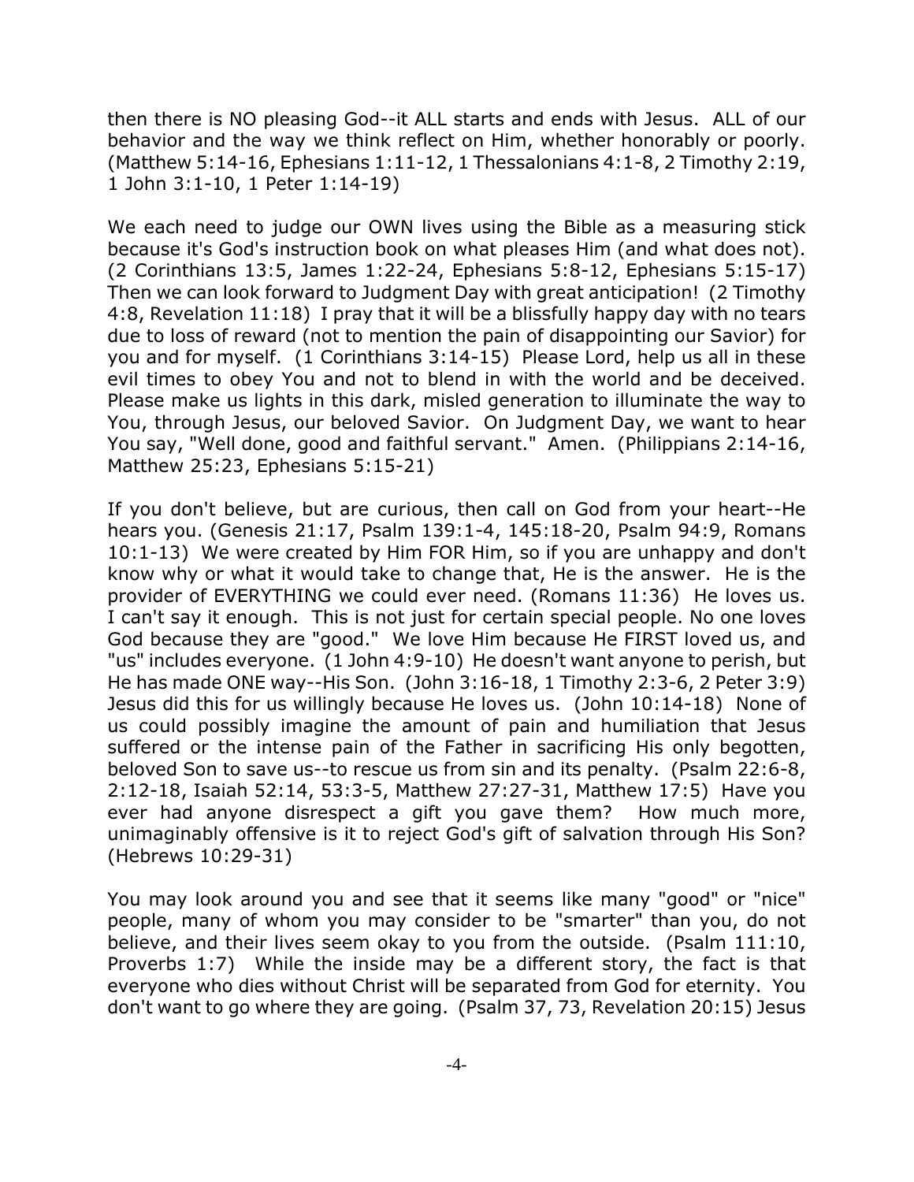then there is NO pleasing God--it ALL starts and ends with Jesus. ALL of our behavior and the way we think reflect on Him, whether honorably or poorly. (Matthew 5:14-16, Ephesians 1:11-12, 1 Thessalonians 4:1-8, 2 Timothy 2:19, 1 John 3:1-10, 1 Peter 1:14-19)

We each need to judge our OWN lives using the Bible as a measuring stick because it's God's instruction book on what pleases Him (and what does not). (2 Corinthians 13:5, James 1:22-24, Ephesians 5:8-12, Ephesians 5:15-17) Then we can look forward to Judgment Day with great anticipation! (2 Timothy 4:8, Revelation 11:18) I pray that it will be a blissfully happy day with no tears due to loss of reward (not to mention the pain of disappointing our Savior) for you and for myself. (1 Corinthians 3:14-15) Please Lord, help us all in these evil times to obey You and not to blend in with the world and be deceived. Please make us lights in this dark, misled generation to illuminate the way to You, through Jesus, our beloved Savior. On Judgment Day, we want to hear You say, "Well done, good and faithful servant." Amen. (Philippians 2:14-16, Matthew 25:23, Ephesians 5:15-21)

If you don't believe, but are curious, then call on God from your heart--He hears you. (Genesis 21:17, Psalm 139:1-4, 145:18-20, Psalm 94:9, Romans 10:1-13) We were created by Him FOR Him, so if you are unhappy and don't know why or what it would take to change that, He is the answer. He is the provider of EVERYTHING we could ever need. (Romans 11:36) He loves us. I can't say it enough. This is not just for certain special people. No one loves God because they are "good." We love Him because He FIRST loved us, and "us" includes everyone. (1 John 4:9-10) He doesn't want anyone to perish, but He has made ONE way--His Son. (John 3:16-18, 1 Timothy 2:3-6, 2 Peter 3:9) Jesus did this for us willingly because He loves us. (John 10:14-18) None of us could possibly imagine the amount of pain and humiliation that Jesus suffered or the intense pain of the Father in sacrificing His only begotten, beloved Son to save us--to rescue us from sin and its penalty. (Psalm 22:6-8, 2:12-18, Isaiah 52:14, 53:3-5, Matthew 27:27-31, Matthew 17:5) Have you ever had anyone disrespect a gift you gave them? How much more, unimaginably offensive is it to reject God's gift of salvation through His Son? (Hebrews 10:29-31)

You may look around you and see that it seems like many "good" or "nice" people, many of whom you may consider to be "smarter" than you, do not believe, and their lives seem okay to you from the outside. (Psalm 111:10, Proverbs 1:7) While the inside may be a different story, the fact is that everyone who dies without Christ will be separated from God for eternity. You don't want to go where they are going. (Psalm 37, 73, Revelation 20:15) Jesus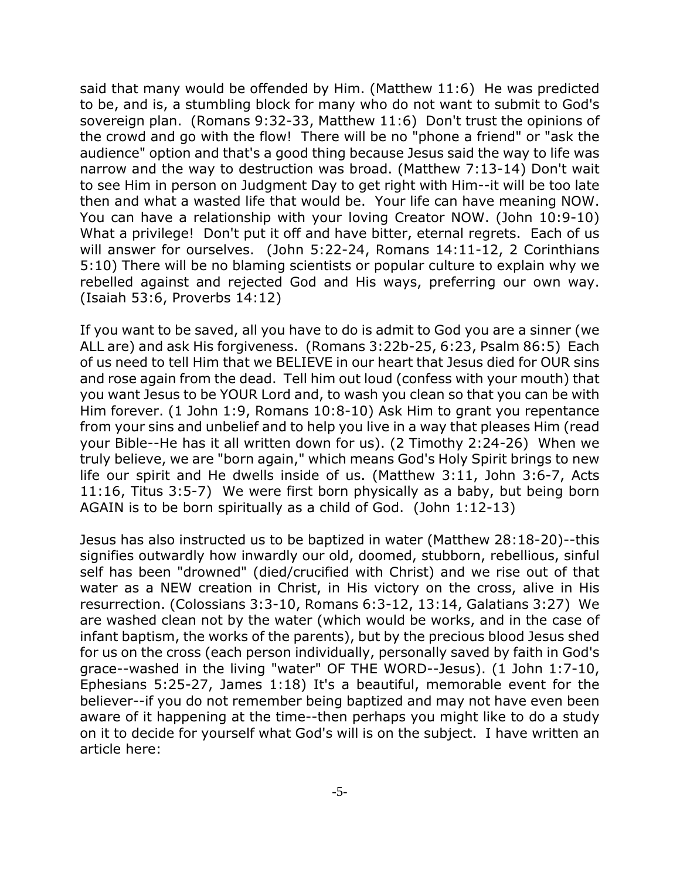said that many would be offended by Him. (Matthew 11:6) He was predicted to be, and is, a stumbling block for many who do not want to submit to God's sovereign plan. (Romans 9:32-33, Matthew 11:6) Don't trust the opinions of the crowd and go with the flow! There will be no "phone a friend" or "ask the audience" option and that's a good thing because Jesus said the way to life was narrow and the way to destruction was broad. (Matthew 7:13-14) Don't wait to see Him in person on Judgment Day to get right with Him--it will be too late then and what a wasted life that would be. Your life can have meaning NOW. You can have a relationship with your loving Creator NOW. (John 10:9-10) What a privilege! Don't put it off and have bitter, eternal regrets. Each of us will answer for ourselves. (John 5:22-24, Romans 14:11-12, 2 Corinthians 5:10) There will be no blaming scientists or popular culture to explain why we rebelled against and rejected God and His ways, preferring our own way. (Isaiah 53:6, Proverbs 14:12)

If you want to be saved, all you have to do is admit to God you are a sinner (we ALL are) and ask His forgiveness. (Romans 3:22b-25, 6:23, Psalm 86:5) Each of us need to tell Him that we BELIEVE in our heart that Jesus died for OUR sins and rose again from the dead. Tell him out loud (confess with your mouth) that you want Jesus to be YOUR Lord and, to wash you clean so that you can be with Him forever. (1 John 1:9, Romans 10:8-10) Ask Him to grant you repentance from your sins and unbelief and to help you live in a way that pleases Him (read your Bible--He has it all written down for us). (2 Timothy 2:24-26) When we truly believe, we are "born again," which means God's Holy Spirit brings to new life our spirit and He dwells inside of us. (Matthew 3:11, John 3:6-7, Acts 11:16, Titus 3:5-7) We were first born physically as a baby, but being born AGAIN is to be born spiritually as a child of God. (John 1:12-13)

Jesus has also instructed us to be baptized in water (Matthew 28:18-20)--this signifies outwardly how inwardly our old, doomed, stubborn, rebellious, sinful self has been "drowned" (died/crucified with Christ) and we rise out of that water as a NEW creation in Christ, in His victory on the cross, alive in His resurrection. (Colossians 3:3-10, Romans 6:3-12, 13:14, Galatians 3:27) We are washed clean not by the water (which would be works, and in the case of infant baptism, the works of the parents), but by the precious blood Jesus shed for us on the cross (each person individually, personally saved by faith in God's grace--washed in the living "water" OF THE WORD--Jesus). (1 John 1:7-10, Ephesians 5:25-27, James 1:18) It's a beautiful, memorable event for the believer--if you do not remember being baptized and may not have even been aware of it happening at the time--then perhaps you might like to do a study on it to decide for yourself what God's will is on the subject. I have written an article here: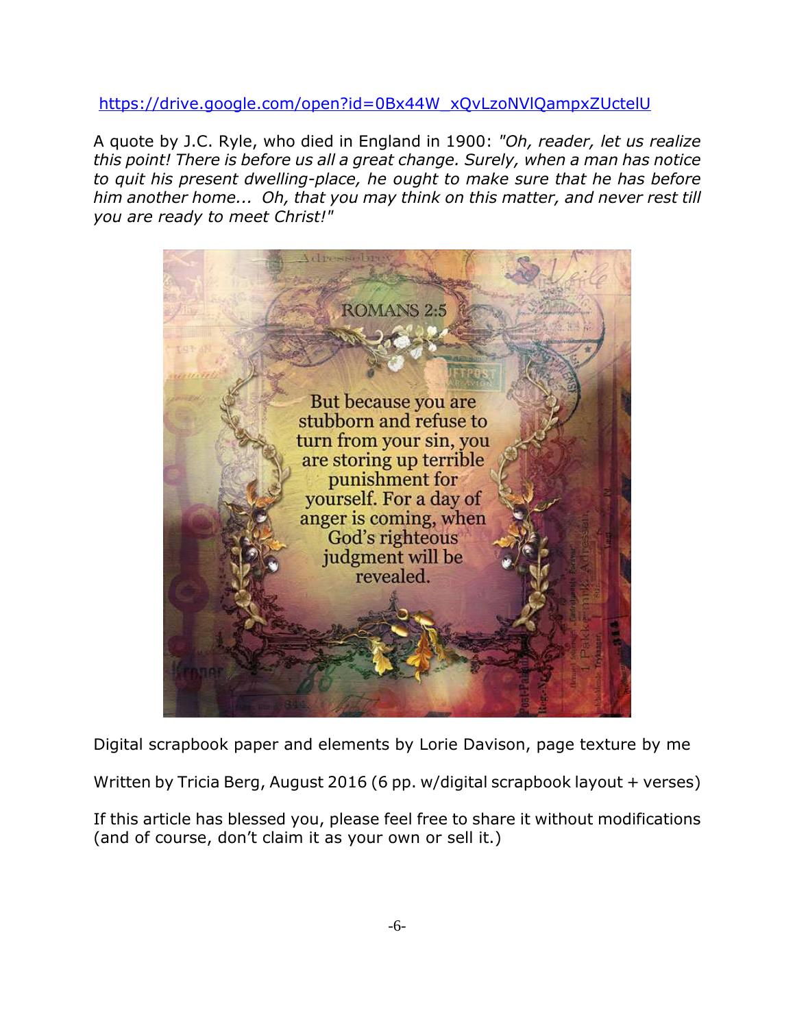https://drive.google.com/open?id=0Bx44W_xQvLzoNVlQampxZUctelU

A quote by J.C. Ryle, who died in England in 1900: *"Oh, reader, let us realize this point! There is before us all a great change. Surely, when a man has notice to quit his present dwelling-place, he ought to make sure that he has before him another home... Oh, that you may think on this matter, and never rest till you are ready to meet Christ!"*

ROMANS 2:5

But because you are stubborn and refuse to turn from your sin, you are storing up terrible punishment for yourself. For a day of anger is coming, when God's righteous judgment will be revealed.

Digital scrapbook paper and elements by Lorie Davison, page texture by me

Written by Tricia Berg, August 2016 (6 pp. w/digital scrapbook layout + verses)

If this article has blessed you, please feel free to share it without modifications (and of course, don't claim it as your own or sell it.)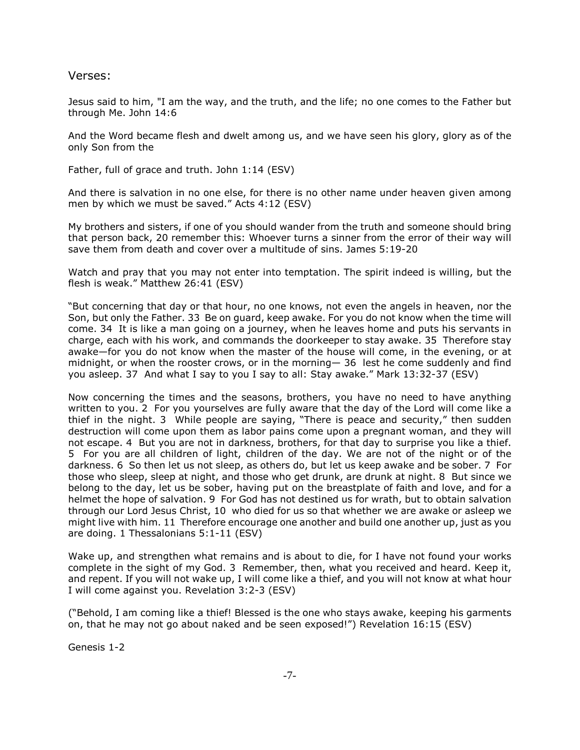Verses:

Jesus said to him, "I am the way, and the truth, and the life; no one comes to the Father but through Me. John 14:6

And the Word became flesh and dwelt among us, and we have seen his glory, glory as of the only Son from the

Father, full of grace and truth. John 1:14 (ESV)

And there is salvation in no one else, for there is no other name under heaven given among men by which we must be saved." Acts 4:12 (ESV)

My brothers and sisters, if one of you should wander from the truth and someone should bring that person back, 20 remember this: Whoever turns a sinner from the error of their way will save them from death and cover over a multitude of sins. James 5:19-20

Watch and pray that you may not enter into temptation. The spirit indeed is willing, but the flesh is weak." Matthew 26:41 (ESV)

"But concerning that day or that hour, no one knows, not even the angels in heaven, nor the Son, but only the Father. 33 Be on guard, keep awake. For you do not know when the time will come. 34 It is like a man going on a journey, when he leaves home and puts his servants in charge, each with his work, and commands the doorkeeper to stay awake. 35 Therefore stay awake—for you do not know when the master of the house will come, in the evening, or at midnight, or when the rooster crows, or in the morning— 36 lest he come suddenly and find you asleep. 37 And what I say to you I say to all: Stay awake." Mark 13:32-37 (ESV)

Now concerning the times and the seasons, brothers, you have no need to have anything written to you. 2 For you yourselves are fully aware that the day of the Lord will come like a thief in the night. 3 While people are saying, "There is peace and security," then sudden destruction will come upon them as labor pains come upon a pregnant woman, and they will not escape. 4 But you are not in darkness, brothers, for that day to surprise you like a thief. 5 For you are all children of light, children of the day. We are not of the night or of the darkness. 6 So then let us not sleep, as others do, but let us keep awake and be sober. 7 For those who sleep, sleep at night, and those who get drunk, are drunk at night. 8 But since we belong to the day, let us be sober, having put on the breastplate of faith and love, and for a helmet the hope of salvation. 9 For God has not destined us for wrath, but to obtain salvation through our Lord Jesus Christ, 10 who died for us so that whether we are awake or asleep we might live with him. 11 Therefore encourage one another and build one another up, just as you are doing. 1 Thessalonians 5:1-11 (ESV)

Wake up, and strengthen what remains and is about to die, for I have not found your works complete in the sight of my God. 3 Remember, then, what you received and heard. Keep it, and repent. If you will not wake up, I will come like a thief, and you will not know at what hour I will come against you. Revelation 3:2-3 (ESV)

("Behold, I am coming like a thief! Blessed is the one who stays awake, keeping his garments on, that he may not go about naked and be seen exposed!") Revelation 16:15 (ESV)

Genesis 1-2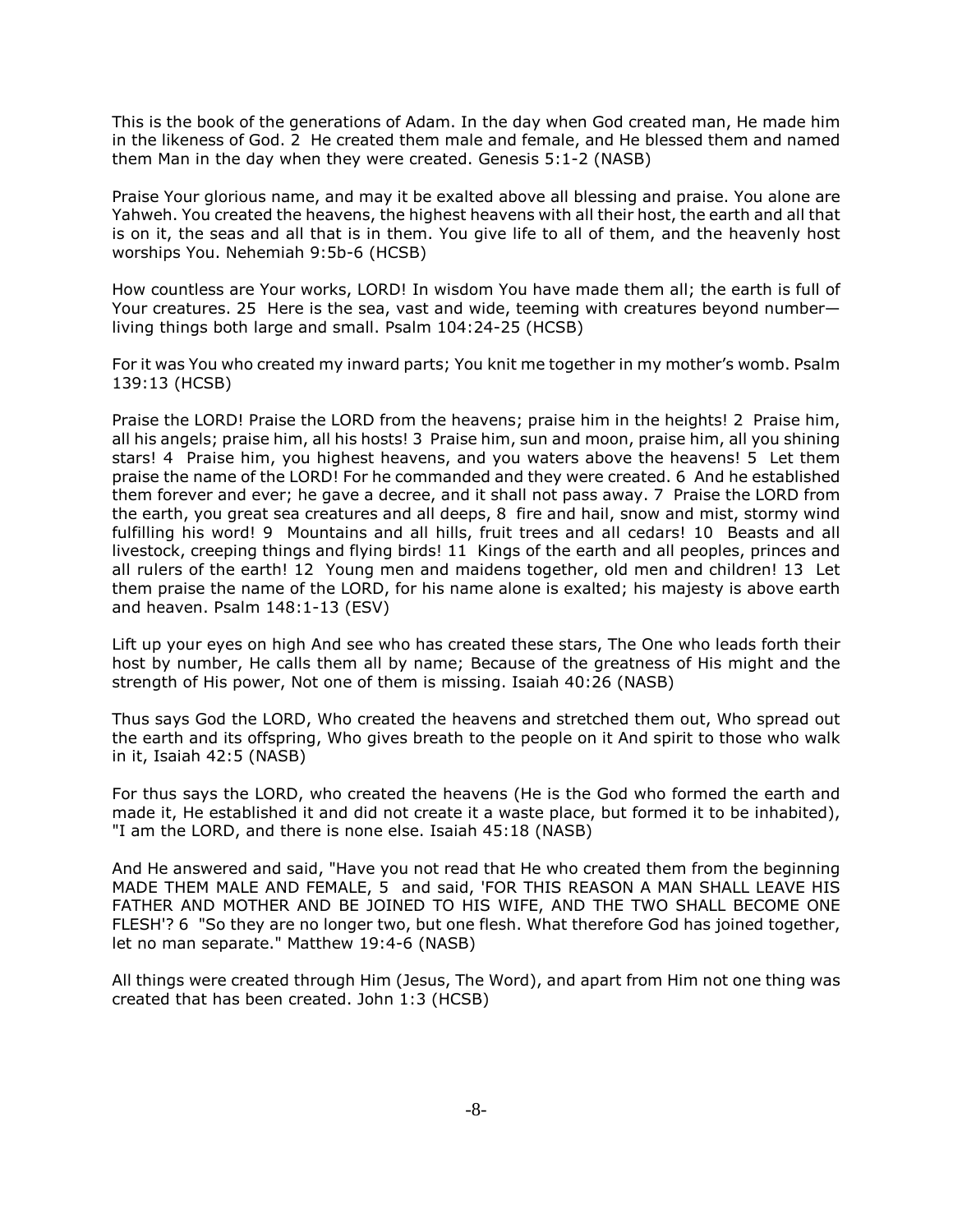This is the book of the generations of Adam. In the day when God created man, He made him in the likeness of God. 2 He created them male and female, and He blessed them and named them Man in the day when they were created. Genesis 5:1-2 (NASB)

Praise Your glorious name, and may it be exalted above all blessing and praise. You alone are Yahweh. You created the heavens, the highest heavens with all their host, the earth and all that is on it, the seas and all that is in them. You give life to all of them, and the heavenly host worships You. Nehemiah 9:5b-6 (HCSB)

How countless are Your works, LORD! In wisdom You have made them all; the earth is full of Your creatures. 25 Here is the sea, vast and wide, teeming with creatures beyond number—living things both large and small. Psalm 104:24-25 (HCSB)

For it was You who created my inward parts; You knit me together in my mother's womb. Psalm 139:13 (HCSB)

Praise the LORD! Praise the LORD from the heavens; praise him in the heights! 2 Praise him, all his angels; praise him, all his hosts! 3 Praise him, sun and moon, praise him, all you shining stars! 4 Praise him, you highest heavens, and you waters above the heavens! 5 Let them praise the name of the LORD! For he commanded and they were created. 6 And he established them forever and ever; he gave a decree, and it shall not pass away. 7 Praise the LORD from the earth, you great sea creatures and all deeps, 8 fire and hail, snow and mist, stormy wind fulfilling his word! 9 Mountains and all hills, fruit trees and all cedars! 10 Beasts and all livestock, creeping things and flying birds! 11 Kings of the earth and all peoples, princes and all rulers of the earth! 12 Young men and maidens together, old men and children! 13 Let them praise the name of the LORD, for his name alone is exalted; his majesty is above earth and heaven. Psalm 148:1-13 (ESV)

Lift up your eyes on high And see who has created these stars, The One who leads forth their host by number, He calls them all by name; Because of the greatness of His might and the strength of His power, Not one of them is missing. Isaiah 40:26 (NASB)

Thus says God the LORD, Who created the heavens and stretched them out, Who spread out the earth and its offspring, Who gives breath to the people on it And spirit to those who walk in it, Isaiah 42:5 (NASB)

For thus says the LORD, who created the heavens (He is the God who formed the earth and made it, He established it and did not create it a waste place, but formed it to be inhabited), "I am the LORD, and there is none else. Isaiah 45:18 (NASB)

And He answered and said, "Have you not read that He who created them from the beginning MADE THEM MALE AND FEMALE, 5 and said, 'FOR THIS REASON A MAN SHALL LEAVE HIS FATHER AND MOTHER AND BE JOINED TO HIS WIFE, AND THE TWO SHALL BECOME ONE FLESH'? 6 "So they are no longer two, but one flesh. What therefore God has joined together, let no man separate." Matthew 19:4-6 (NASB)

All things were created through Him (Jesus, The Word), and apart from Him not one thing was created that has been created. John 1:3 (HCSB)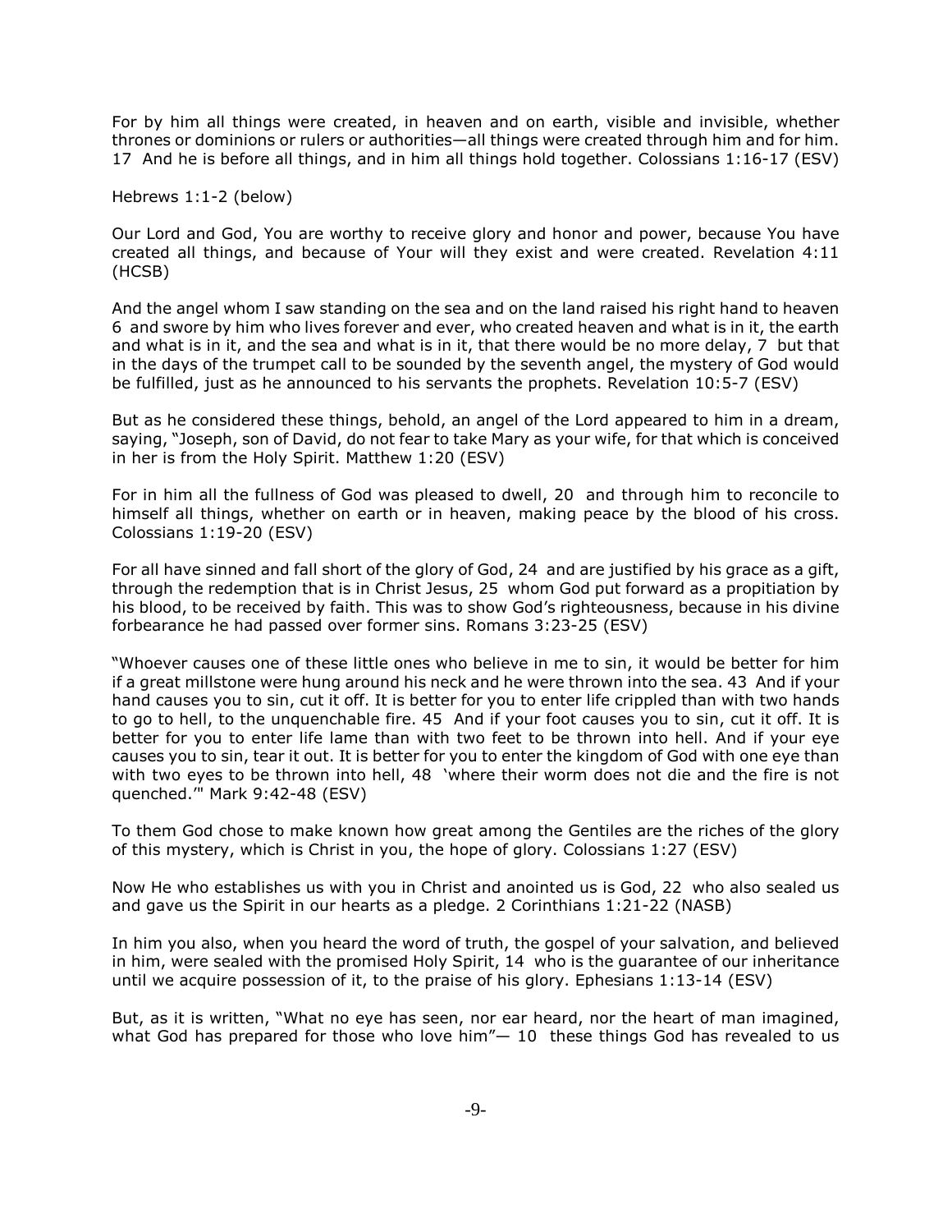For by him all things were created, in heaven and on earth, visible and invisible, whether thrones or dominions or rulers or authorities—all things were created through him and for him. 17 And he is before all things, and in him all things hold together. Colossians 1:16-17 (ESV)

Hebrews 1:1-2 (below)

Our Lord and God, You are worthy to receive glory and honor and power, because You have created all things, and because of Your will they exist and were created. Revelation 4:11 (HCSB)

And the angel whom I saw standing on the sea and on the land raised his right hand to heaven 6 and swore by him who lives forever and ever, who created heaven and what is in it, the earth and what is in it, and the sea and what is in it, that there would be no more delay, 7 but that in the days of the trumpet call to be sounded by the seventh angel, the mystery of God would be fulfilled, just as he announced to his servants the prophets. Revelation 10:5-7 (ESV)

But as he considered these things, behold, an angel of the Lord appeared to him in a dream, saying, "Joseph, son of David, do not fear to take Mary as your wife, for that which is conceived in her is from the Holy Spirit. Matthew 1:20 (ESV)

For in him all the fullness of God was pleased to dwell, 20 and through him to reconcile to himself all things, whether on earth or in heaven, making peace by the blood of his cross. Colossians 1:19-20 (ESV)

For all have sinned and fall short of the glory of God, 24 and are justified by his grace as a gift, through the redemption that is in Christ Jesus, 25 whom God put forward as a propitiation by his blood, to be received by faith. This was to show God's righteousness, because in his divine forbearance he had passed over former sins. Romans 3:23-25 (ESV)

"Whoever causes one of these little ones who believe in me to sin, it would be better for him if a great millstone were hung around his neck and he were thrown into the sea. 43 And if your hand causes you to sin, cut it off. It is better for you to enter life crippled than with two hands to go to hell, to the unquenchable fire. 45 And if your foot causes you to sin, cut it off. It is better for you to enter life lame than with two feet to be thrown into hell. And if your eye causes you to sin, tear it out. It is better for you to enter the kingdom of God with one eye than with two eyes to be thrown into hell, 48 'where their worm does not die and the fire is not quenched.'" Mark 9:42-48 (ESV)

To them God chose to make known how great among the Gentiles are the riches of the glory of this mystery, which is Christ in you, the hope of glory. Colossians 1:27 (ESV)

Now He who establishes us with you in Christ and anointed us is God, 22 who also sealed us and gave us the Spirit in our hearts as a pledge. 2 Corinthians 1:21-22 (NASB)

In him you also, when you heard the word of truth, the gospel of your salvation, and believed in him, were sealed with the promised Holy Spirit, 14 who is the guarantee of our inheritance until we acquire possession of it, to the praise of his glory. Ephesians 1:13-14 (ESV)

But, as it is written, "What no eye has seen, nor ear heard, nor the heart of man imagined, what God has prepared for those who love him"— 10 these things God has revealed to us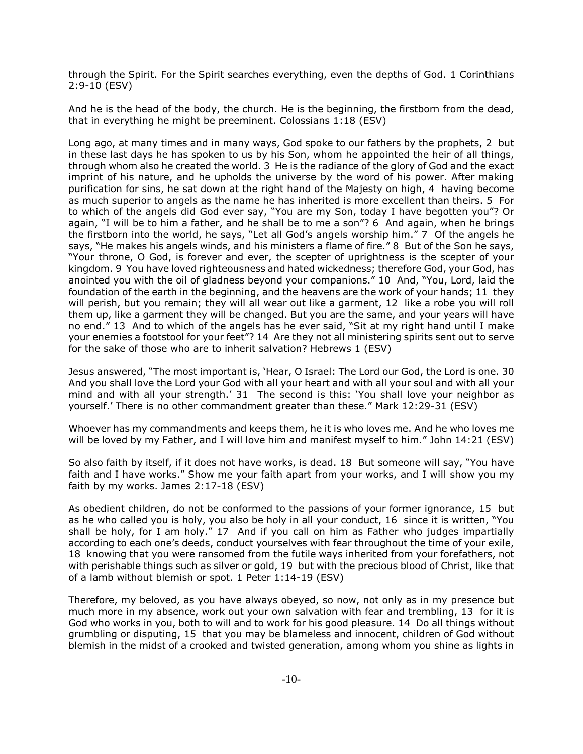through the Spirit. For the Spirit searches everything, even the depths of God. 1 Corinthians 2:9-10 (ESV)

And he is the head of the body, the church. He is the beginning, the firstborn from the dead, that in everything he might be preeminent. Colossians 1:18 (ESV)

Long ago, at many times and in many ways, God spoke to our fathers by the prophets, 2 but in these last days he has spoken to us by his Son, whom he appointed the heir of all things, through whom also he created the world. 3 He is the radiance of the glory of God and the exact imprint of his nature, and he upholds the universe by the word of his power. After making purification for sins, he sat down at the right hand of the Majesty on high, 4 having become as much superior to angels as the name he has inherited is more excellent than theirs. 5 For to which of the angels did God ever say, "You are my Son, today I have begotten you"? Or again, "I will be to him a father, and he shall be to me a son"? 6 And again, when he brings the firstborn into the world, he says, "Let all God's angels worship him." 7 Of the angels he says, "He makes his angels winds, and his ministers a flame of fire." 8 But of the Son he says, "Your throne, O God, is forever and ever, the scepter of uprightness is the scepter of your kingdom. 9 You have loved righteousness and hated wickedness; therefore God, your God, has anointed you with the oil of gladness beyond your companions." 10 And, "You, Lord, laid the foundation of the earth in the beginning, and the heavens are the work of your hands; 11 they will perish, but you remain; they will all wear out like a garment, 12 like a robe you will roll them up, like a garment they will be changed. But you are the same, and your years will have no end." 13 And to which of the angels has he ever said, "Sit at my right hand until I make your enemies a footstool for your feet"? 14 Are they not all ministering spirits sent out to serve for the sake of those who are to inherit salvation? Hebrews 1 (ESV)

Jesus answered, "The most important is, 'Hear, O Israel: The Lord our God, the Lord is one. 30 And you shall love the Lord your God with all your heart and with all your soul and with all your mind and with all your strength.' 31 The second is this: 'You shall love your neighbor as yourself.' There is no other commandment greater than these." Mark 12:29-31 (ESV)

Whoever has my commandments and keeps them, he it is who loves me. And he who loves me will be loved by my Father, and I will love him and manifest myself to him." John 14:21 (ESV)

So also faith by itself, if it does not have works, is dead. 18 But someone will say, "You have faith and I have works." Show me your faith apart from your works, and I will show you my faith by my works. James 2:17-18 (ESV)

As obedient children, do not be conformed to the passions of your former ignorance, 15 but as he who called you is holy, you also be holy in all your conduct, 16 since it is written, "You shall be holy, for I am holy." 17 And if you call on him as Father who judges impartially according to each one's deeds, conduct yourselves with fear throughout the time of your exile, 18 knowing that you were ransomed from the futile ways inherited from your forefathers, not with perishable things such as silver or gold, 19 but with the precious blood of Christ, like that of a lamb without blemish or spot. 1 Peter 1:14-19 (ESV)

Therefore, my beloved, as you have always obeyed, so now, not only as in my presence but much more in my absence, work out your own salvation with fear and trembling, 13 for it is God who works in you, both to will and to work for his good pleasure. 14 Do all things without grumbling or disputing, 15 that you may be blameless and innocent, children of God without blemish in the midst of a crooked and twisted generation, among whom you shine as lights in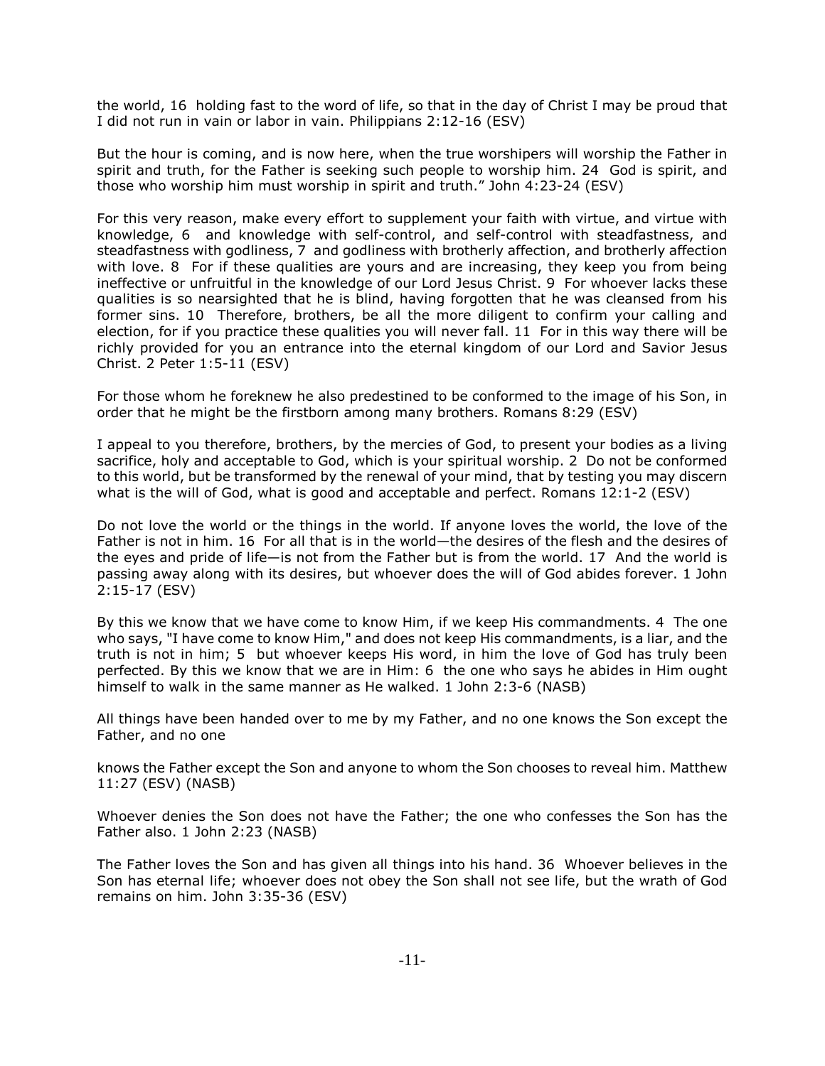the world, 16 holding fast to the word of life, so that in the day of Christ I may be proud that I did not run in vain or labor in vain. Philippians 2:12-16 (ESV)

But the hour is coming, and is now here, when the true worshipers will worship the Father in spirit and truth, for the Father is seeking such people to worship him. 24 God is spirit, and those who worship him must worship in spirit and truth." John 4:23-24 (ESV)

For this very reason, make every effort to supplement your faith with virtue, and virtue with knowledge, 6 and knowledge with self-control, and self-control with steadfastness, and steadfastness with godliness, 7 and godliness with brotherly affection, and brotherly affection with love. 8 For if these qualities are yours and are increasing, they keep you from being ineffective or unfruitful in the knowledge of our Lord Jesus Christ. 9 For whoever lacks these qualities is so nearsighted that he is blind, having forgotten that he was cleansed from his former sins. 10 Therefore, brothers, be all the more diligent to confirm your calling and election, for if you practice these qualities you will never fall. 11 For in this way there will be richly provided for you an entrance into the eternal kingdom of our Lord and Savior Jesus Christ. 2 Peter 1:5-11 (ESV)

For those whom he foreknew he also predestined to be conformed to the image of his Son, in order that he might be the firstborn among many brothers. Romans 8:29 (ESV)

I appeal to you therefore, brothers, by the mercies of God, to present your bodies as a living sacrifice, holy and acceptable to God, which is your spiritual worship. 2 Do not be conformed to this world, but be transformed by the renewal of your mind, that by testing you may discern what is the will of God, what is good and acceptable and perfect. Romans 12:1-2 (ESV)

Do not love the world or the things in the world. If anyone loves the world, the love of the Father is not in him. 16 For all that is in the world—the desires of the flesh and the desires of the eyes and pride of life—is not from the Father but is from the world. 17 And the world is passing away along with its desires, but whoever does the will of God abides forever. 1 John 2:15-17 (ESV)

By this we know that we have come to know Him, if we keep His commandments. 4 The one who says, "I have come to know Him," and does not keep His commandments, is a liar, and the truth is not in him; 5 but whoever keeps His word, in him the love of God has truly been perfected. By this we know that we are in Him: 6 the one who says he abides in Him ought himself to walk in the same manner as He walked. 1 John 2:3-6 (NASB)

All things have been handed over to me by my Father, and no one knows the Son except the Father, and no one knows the Father except the Son and anyone to whom the Son chooses to reveal him. Matthew 11:27 (ESV) (NASB)

Whoever denies the Son does not have the Father; the one who confesses the Son has the Father also. 1 John 2:23 (NASB)

The Father loves the Son and has given all things into his hand. 36 Whoever believes in the Son has eternal life; whoever does not obey the Son shall not see life, but the wrath of God remains on him. John 3:35-36 (ESV)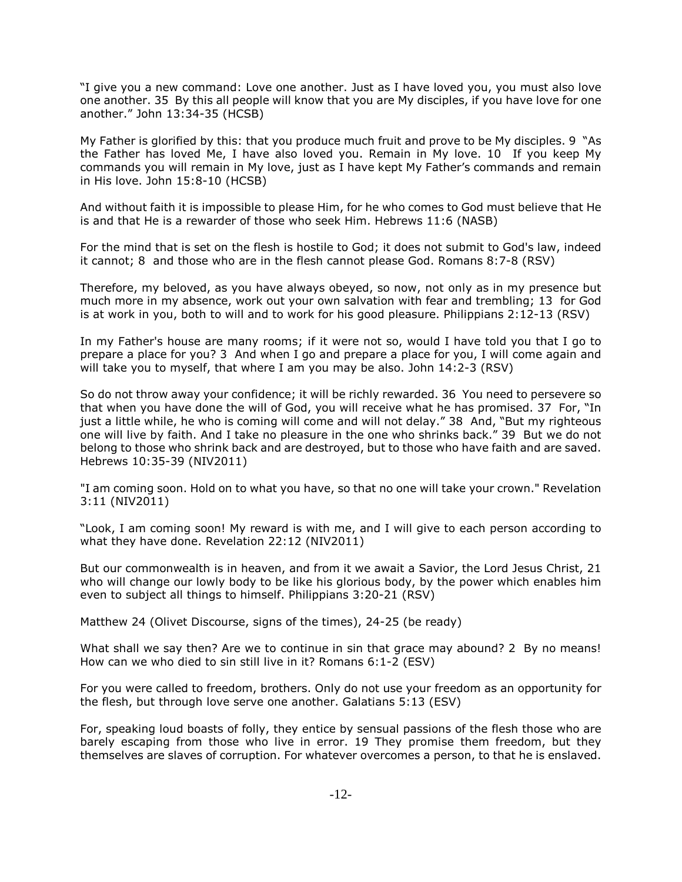"I give you a new command: Love one another. Just as I have loved you, you must also love one another. 35 By this all people will know that you are My disciples, if you have love for one another." John 13:34-35 (HCSB)

My Father is glorified by this: that you produce much fruit and prove to be My disciples. 9 "As the Father has loved Me, I have also loved you. Remain in My love. 10 If you keep My commands you will remain in My love, just as I have kept My Father's commands and remain in His love. John 15:8-10 (HCSB)

And without faith it is impossible to please Him, for he who comes to God must believe that He is and that He is a rewarder of those who seek Him. Hebrews 11:6 (NASB)

For the mind that is set on the flesh is hostile to God; it does not submit to God's law, indeed it cannot; 8 and those who are in the flesh cannot please God. Romans 8:7-8 (RSV)

Therefore, my beloved, as you have always obeyed, so now, not only as in my presence but much more in my absence, work out your own salvation with fear and trembling; 13 for God is at work in you, both to will and to work for his good pleasure. Philippians 2:12-13 (RSV)

In my Father's house are many rooms; if it were not so, would I have told you that I go to prepare a place for you? 3 And when I go and prepare a place for you, I will come again and will take you to myself, that where I am you may be also. John 14:2-3 (RSV)

So do not throw away your confidence; it will be richly rewarded. 36 You need to persevere so that when you have done the will of God, you will receive what he has promised. 37 For, "In just a little while, he who is coming will come and will not delay." 38 And, "But my righteous one will live by faith. And I take no pleasure in the one who shrinks back." 39 But we do not belong to those who shrink back and are destroyed, but to those who have faith and are saved. Hebrews 10:35-39 (NIV2011)

"I am coming soon. Hold on to what you have, so that no one will take your crown." Revelation 3:11 (NIV2011)

"Look, I am coming soon! My reward is with me, and I will give to each person according to what they have done. Revelation 22:12 (NIV2011)

But our commonwealth is in heaven, and from it we await a Savior, the Lord Jesus Christ, 21 who will change our lowly body to be like his glorious body, by the power which enables him even to subject all things to himself. Philippians 3:20-21 (RSV)

Matthew 24 (Olivet Discourse, signs of the times), 24-25 (be ready)

What shall we say then? Are we to continue in sin that grace may abound? 2 By no means! How can we who died to sin still live in it? Romans 6:1-2 (ESV)

For you were called to freedom, brothers. Only do not use your freedom as an opportunity for the flesh, but through love serve one another. Galatians 5:13 (ESV)

For, speaking loud boasts of folly, they entice by sensual passions of the flesh those who are barely escaping from those who live in error. 19 They promise them freedom, but they themselves are slaves of corruption. For whatever overcomes a person, to that he is enslaved.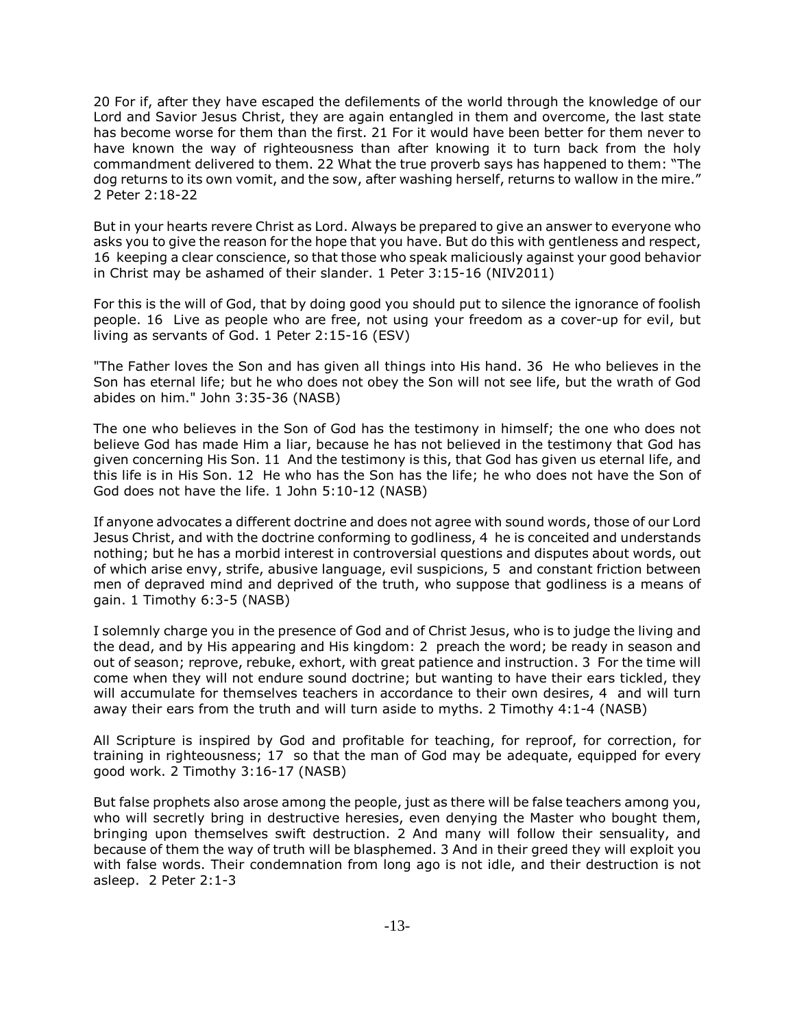20 For if, after they have escaped the defilements of the world through the knowledge of our Lord and Savior Jesus Christ, they are again entangled in them and overcome, the last state has become worse for them than the first. 21 For it would have been better for them never to have known the way of righteousness than after knowing it to turn back from the holy commandment delivered to them. 22 What the true proverb says has happened to them: "The dog returns to its own vomit, and the sow, after washing herself, returns to wallow in the mire." 2 Peter 2:18-22

But in your hearts revere Christ as Lord. Always be prepared to give an answer to everyone who asks you to give the reason for the hope that you have. But do this with gentleness and respect, 16 keeping a clear conscience, so that those who speak maliciously against your good behavior in Christ may be ashamed of their slander. 1 Peter 3:15-16 (NIV2011)

For this is the will of God, that by doing good you should put to silence the ignorance of foolish people. 16 Live as people who are free, not using your freedom as a cover-up for evil, but living as servants of God. 1 Peter 2:15-16 (ESV)

"The Father loves the Son and has given all things into His hand. 36 He who believes in the Son has eternal life; but he who does not obey the Son will not see life, but the wrath of God abides on him." John 3:35-36 (NASB)

The one who believes in the Son of God has the testimony in himself; the one who does not believe God has made Him a liar, because he has not believed in the testimony that God has given concerning His Son. 11 And the testimony is this, that God has given us eternal life, and this life is in His Son. 12 He who has the Son has the life; he who does not have the Son of God does not have the life. 1 John 5:10-12 (NASB)

If anyone advocates a different doctrine and does not agree with sound words, those of our Lord Jesus Christ, and with the doctrine conforming to godliness, 4 he is conceited and understands nothing; but he has a morbid interest in controversial questions and disputes about words, out of which arise envy, strife, abusive language, evil suspicions, 5 and constant friction between men of depraved mind and deprived of the truth, who suppose that godliness is a means of gain. 1 Timothy 6:3-5 (NASB)

I solemnly charge you in the presence of God and of Christ Jesus, who is to judge the living and the dead, and by His appearing and His kingdom: 2 preach the word; be ready in season and out of season; reprove, rebuke, exhort, with great patience and instruction. 3 For the time will come when they will not endure sound doctrine; but wanting to have their ears tickled, they will accumulate for themselves teachers in accordance to their own desires, 4 and will turn away their ears from the truth and will turn aside to myths. 2 Timothy 4:1-4 (NASB)

All Scripture is inspired by God and profitable for teaching, for reproof, for correction, for training in righteousness; 17 so that the man of God may be adequate, equipped for every good work. 2 Timothy 3:16-17 (NASB)

But false prophets also arose among the people, just as there will be false teachers among you, who will secretly bring in destructive heresies, even denying the Master who bought them, bringing upon themselves swift destruction. 2 And many will follow their sensuality, and because of them the way of truth will be blasphemed. 3 And in their greed they will exploit you with false words. Their condemnation from long ago is not idle, and their destruction is not asleep. 2 Peter 2:1-3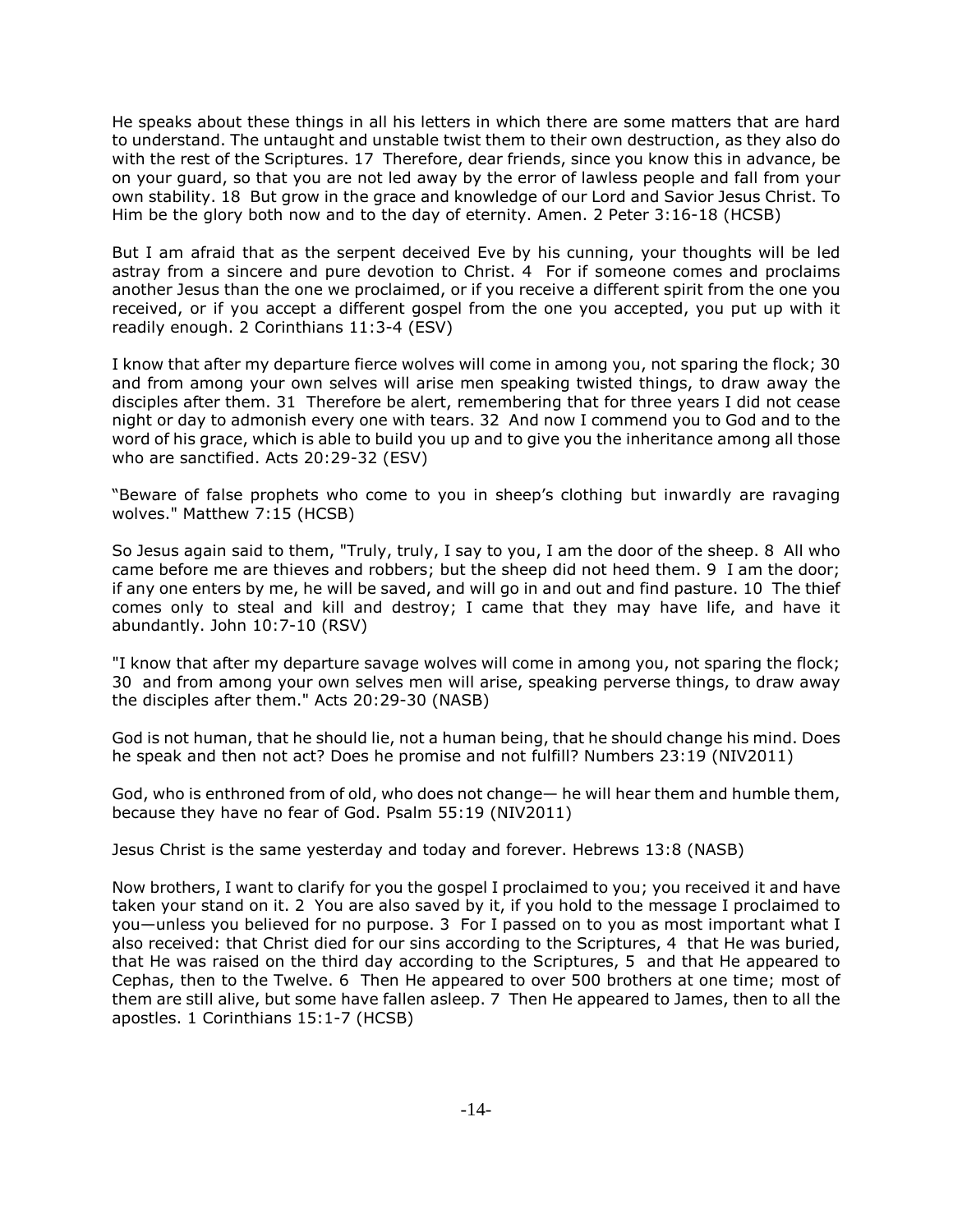He speaks about these things in all his letters in which there are some matters that are hard to understand. The untaught and unstable twist them to their own destruction, as they also do with the rest of the Scriptures. 17 Therefore, dear friends, since you know this in advance, be on your guard, so that you are not led away by the error of lawless people and fall from your own stability. 18 But grow in the grace and knowledge of our Lord and Savior Jesus Christ. To Him be the glory both now and to the day of eternity. Amen. 2 Peter 3:16-18 (HCSB)

But I am afraid that as the serpent deceived Eve by his cunning, your thoughts will be led astray from a sincere and pure devotion to Christ. 4 For if someone comes and proclaims another Jesus than the one we proclaimed, or if you receive a different spirit from the one you received, or if you accept a different gospel from the one you accepted, you put up with it readily enough. 2 Corinthians 11:3-4 (ESV)

I know that after my departure fierce wolves will come in among you, not sparing the flock; 30 and from among your own selves will arise men speaking twisted things, to draw away the disciples after them. 31 Therefore be alert, remembering that for three years I did not cease night or day to admonish every one with tears. 32 And now I commend you to God and to the word of his grace, which is able to build you up and to give you the inheritance among all those who are sanctified. Acts 20:29-32 (ESV)

"Beware of false prophets who come to you in sheep's clothing but inwardly are ravaging wolves." Matthew 7:15 (HCSB)

So Jesus again said to them, "Truly, truly, I say to you, I am the door of the sheep. 8 All who came before me are thieves and robbers; but the sheep did not heed them. 9 I am the door; if any one enters by me, he will be saved, and will go in and out and find pasture. 10 The thief comes only to steal and kill and destroy; I came that they may have life, and have it abundantly. John 10:7-10 (RSV)

"I know that after my departure savage wolves will come in among you, not sparing the flock; 30 and from among your own selves men will arise, speaking perverse things, to draw away the disciples after them." Acts 20:29-30 (NASB)

God is not human, that he should lie, not a human being, that he should change his mind. Does he speak and then not act? Does he promise and not fulfill? Numbers 23:19 (NIV2011)

God, who is enthroned from of old, who does not change— he will hear them and humble them, because they have no fear of God. Psalm 55:19 (NIV2011)

Jesus Christ is the same yesterday and today and forever. Hebrews 13:8 (NASB)

Now brothers, I want to clarify for you the gospel I proclaimed to you; you received it and have taken your stand on it. 2 You are also saved by it, if you hold to the message I proclaimed to you—unless you believed for no purpose. 3 For I passed on to you as most important what I also received: that Christ died for our sins according to the Scriptures, 4 that He was buried, that He was raised on the third day according to the Scriptures, 5 and that He appeared to Cephas, then to the Twelve. 6 Then He appeared to over 500 brothers at one time; most of them are still alive, but some have fallen asleep. 7 Then He appeared to James, then to all the apostles. 1 Corinthians 15:1-7 (HCSB)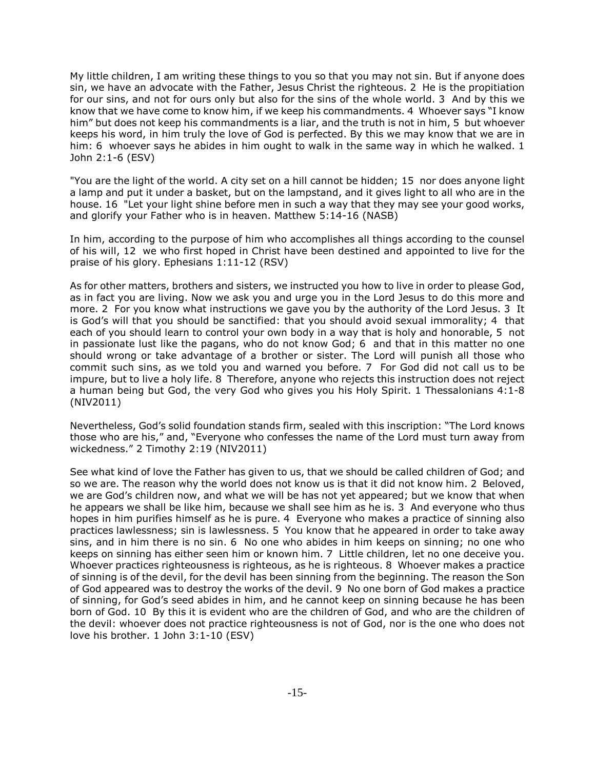My little children, I am writing these things to you so that you may not sin. But if anyone does sin, we have an advocate with the Father, Jesus Christ the righteous. 2 He is the propitiation for our sins, and not for ours only but also for the sins of the whole world. 3 And by this we know that we have come to know him, if we keep his commandments. 4 Whoever says "I know him" but does not keep his commandments is a liar, and the truth is not in him, 5 but whoever keeps his word, in him truly the love of God is perfected. By this we may know that we are in him: 6 whoever says he abides in him ought to walk in the same way in which he walked. 1 John 2:1-6 (ESV)

"You are the light of the world. A city set on a hill cannot be hidden; 15 nor does anyone light a lamp and put it under a basket, but on the lampstand, and it gives light to all who are in the house. 16 "Let your light shine before men in such a way that they may see your good works, and glorify your Father who is in heaven. Matthew 5:14-16 (NASB)

In him, according to the purpose of him who accomplishes all things according to the counsel of his will, 12 we who first hoped in Christ have been destined and appointed to live for the praise of his glory. Ephesians 1:11-12 (RSV)

As for other matters, brothers and sisters, we instructed you how to live in order to please God, as in fact you are living. Now we ask you and urge you in the Lord Jesus to do this more and more. 2 For you know what instructions we gave you by the authority of the Lord Jesus. 3 It is God's will that you should be sanctified: that you should avoid sexual immorality; 4 that each of you should learn to control your own body in a way that is holy and honorable, 5 not in passionate lust like the pagans, who do not know God; 6 and that in this matter no one should wrong or take advantage of a brother or sister. The Lord will punish all those who commit such sins, as we told you and warned you before. 7 For God did not call us to be impure, but to live a holy life. 8 Therefore, anyone who rejects this instruction does not reject a human being but God, the very God who gives you his Holy Spirit. 1 Thessalonians 4:1-8 (NIV2011)

Nevertheless, God's solid foundation stands firm, sealed with this inscription: "The Lord knows those who are his," and, "Everyone who confesses the name of the Lord must turn away from wickedness." 2 Timothy 2:19 (NIV2011)

See what kind of love the Father has given to us, that we should be called children of God; and so we are. The reason why the world does not know us is that it did not know him. 2 Beloved, we are God's children now, and what we will be has not yet appeared; but we know that when he appears we shall be like him, because we shall see him as he is. 3 And everyone who thus hopes in him purifies himself as he is pure. 4 Everyone who makes a practice of sinning also practices lawlessness; sin is lawlessness. 5 You know that he appeared in order to take away sins, and in him there is no sin. 6 No one who abides in him keeps on sinning; no one who keeps on sinning has either seen him or known him. 7 Little children, let no one deceive you. Whoever practices righteousness is righteous, as he is righteous. 8 Whoever makes a practice of sinning is of the devil, for the devil has been sinning from the beginning. The reason the Son of God appeared was to destroy the works of the devil. 9 No one born of God makes a practice of sinning, for God's seed abides in him, and he cannot keep on sinning because he has been born of God. 10 By this it is evident who are the children of God, and who are the children of the devil: whoever does not practice righteousness is not of God, nor is the one who does not love his brother. 1 John 3:1-10 (ESV)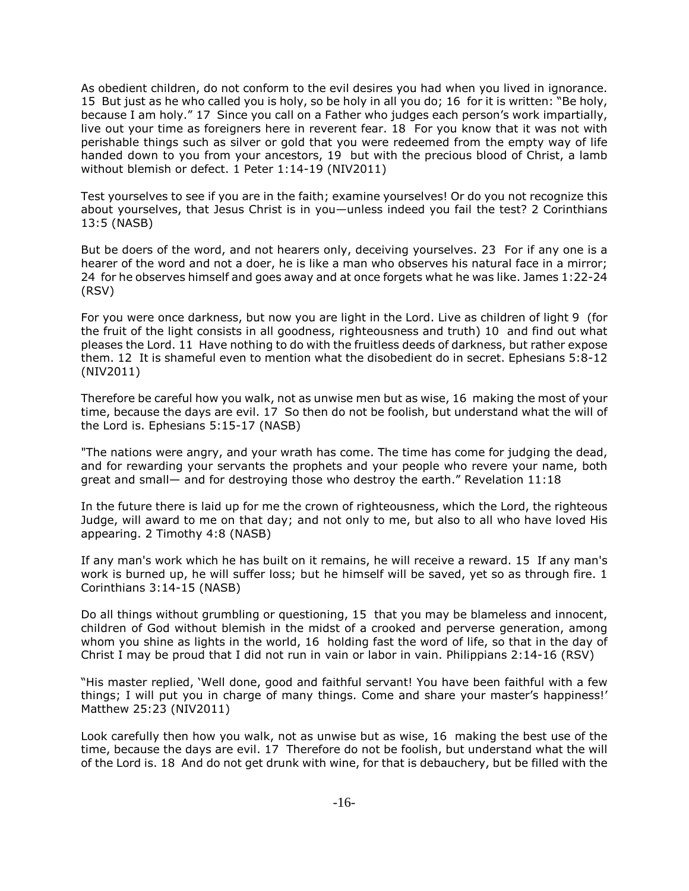As obedient children, do not conform to the evil desires you had when you lived in ignorance. 15 But just as he who called you is holy, so be holy in all you do; 16 for it is written: "Be holy, because I am holy." 17 Since you call on a Father who judges each person's work impartially, live out your time as foreigners here in reverent fear. 18 For you know that it was not with perishable things such as silver or gold that you were redeemed from the empty way of life handed down to you from your ancestors, 19 but with the precious blood of Christ, a lamb without blemish or defect. 1 Peter 1:14-19 (NIV2011)

Test yourselves to see if you are in the faith; examine yourselves! Or do you not recognize this about yourselves, that Jesus Christ is in you—unless indeed you fail the test? 2 Corinthians 13:5 (NASB)

But be doers of the word, and not hearers only, deceiving yourselves. 23 For if any one is a hearer of the word and not a doer, he is like a man who observes his natural face in a mirror; 24 for he observes himself and goes away and at once forgets what he was like. James 1:22-24 (RSV)

For you were once darkness, but now you are light in the Lord. Live as children of light 9 (for the fruit of the light consists in all goodness, righteousness and truth) 10 and find out what pleases the Lord. 11 Have nothing to do with the fruitless deeds of darkness, but rather expose them. 12 It is shameful even to mention what the disobedient do in secret. Ephesians 5:8-12 (NIV2011)

Therefore be careful how you walk, not as unwise men but as wise, 16 making the most of your time, because the days are evil. 17 So then do not be foolish, but understand what the will of the Lord is. Ephesians 5:15-17 (NASB)

"The nations were angry, and your wrath has come. The time has come for judging the dead, and for rewarding your servants the prophets and your people who revere your name, both great and small— and for destroying those who destroy the earth." Revelation 11:18

In the future there is laid up for me the crown of righteousness, which the Lord, the righteous Judge, will award to me on that day; and not only to me, but also to all who have loved His appearing. 2 Timothy 4:8 (NASB)

If any man's work which he has built on it remains, he will receive a reward. 15 If any man's work is burned up, he will suffer loss; but he himself will be saved, yet so as through fire. 1 Corinthians 3:14-15 (NASB)

Do all things without grumbling or questioning, 15 that you may be blameless and innocent, children of God without blemish in the midst of a crooked and perverse generation, among whom you shine as lights in the world, 16 holding fast the word of life, so that in the day of Christ I may be proud that I did not run in vain or labor in vain. Philippians 2:14-16 (RSV)

"His master replied, 'Well done, good and faithful servant! You have been faithful with a few things; I will put you in charge of many things. Come and share your master's happiness!' Matthew 25:23 (NIV2011)

Look carefully then how you walk, not as unwise but as wise, 16 making the best use of the time, because the days are evil. 17 Therefore do not be foolish, but understand what the will of the Lord is. 18 And do not get drunk with wine, for that is debauchery, but be filled with the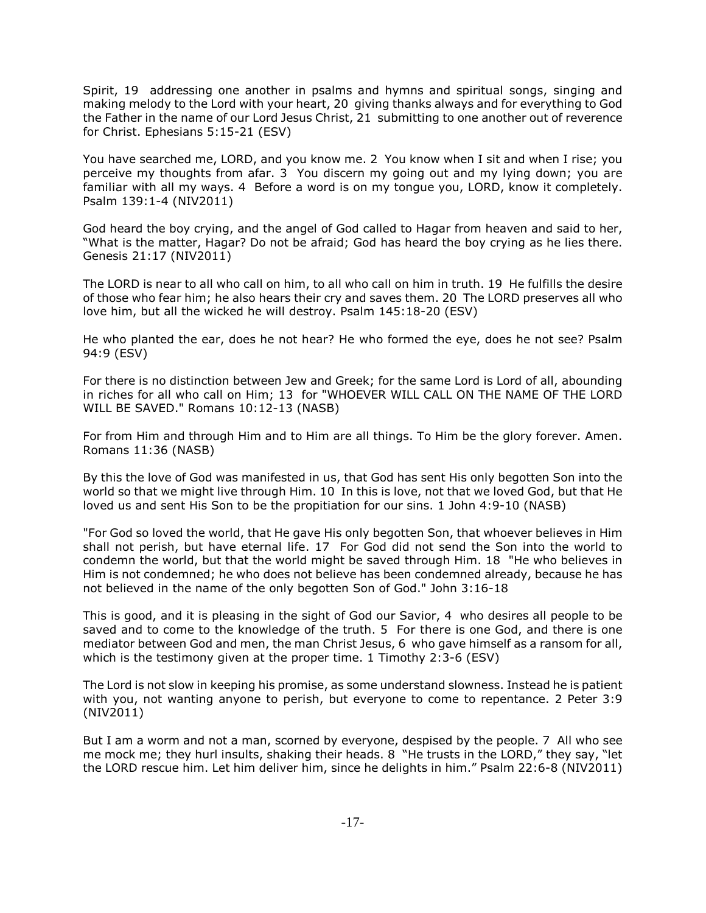Spirit, 19 addressing one another in psalms and hymns and spiritual songs, singing and making melody to the Lord with your heart, 20 giving thanks always and for everything to God the Father in the name of our Lord Jesus Christ, 21 submitting to one another out of reverence for Christ. Ephesians 5:15-21 (ESV)

You have searched me, LORD, and you know me. 2 You know when I sit and when I rise; you perceive my thoughts from afar. 3 You discern my going out and my lying down; you are familiar with all my ways. 4 Before a word is on my tongue you, LORD, know it completely. Psalm 139:1-4 (NIV2011)

God heard the boy crying, and the angel of God called to Hagar from heaven and said to her, "What is the matter, Hagar? Do not be afraid; God has heard the boy crying as he lies there. Genesis 21:17 (NIV2011)

The LORD is near to all who call on him, to all who call on him in truth. 19 He fulfills the desire of those who fear him; he also hears their cry and saves them. 20 The LORD preserves all who love him, but all the wicked he will destroy. Psalm 145:18-20 (ESV)

He who planted the ear, does he not hear? He who formed the eye, does he not see? Psalm 94:9 (ESV)

For there is no distinction between Jew and Greek; for the same Lord is Lord of all, abounding in riches for all who call on Him; 13 for "WHOEVER WILL CALL ON THE NAME OF THE LORD WILL BE SAVED." Romans 10:12-13 (NASB)

For from Him and through Him and to Him are all things. To Him be the glory forever. Amen. Romans 11:36 (NASB)

By this the love of God was manifested in us, that God has sent His only begotten Son into the world so that we might live through Him. 10 In this is love, not that we loved God, but that He loved us and sent His Son to be the propitiation for our sins. 1 John 4:9-10 (NASB)

"For God so loved the world, that He gave His only begotten Son, that whoever believes in Him shall not perish, but have eternal life. 17 For God did not send the Son into the world to condemn the world, but that the world might be saved through Him. 18 "He who believes in Him is not condemned; he who does not believe has been condemned already, because he has not believed in the name of the only begotten Son of God." John 3:16-18

This is good, and it is pleasing in the sight of God our Savior, 4 who desires all people to be saved and to come to the knowledge of the truth. 5 For there is one God, and there is one mediator between God and men, the man Christ Jesus, 6 who gave himself as a ransom for all, which is the testimony given at the proper time. 1 Timothy 2:3-6 (ESV)

The Lord is not slow in keeping his promise, as some understand slowness. Instead he is patient with you, not wanting anyone to perish, but everyone to come to repentance. 2 Peter 3:9 (NIV2011)

But I am a worm and not a man, scorned by everyone, despised by the people. 7 All who see me mock me; they hurl insults, shaking their heads. 8 "He trusts in the LORD," they say, "let the LORD rescue him. Let him deliver him, since he delights in him." Psalm 22:6-8 (NIV2011)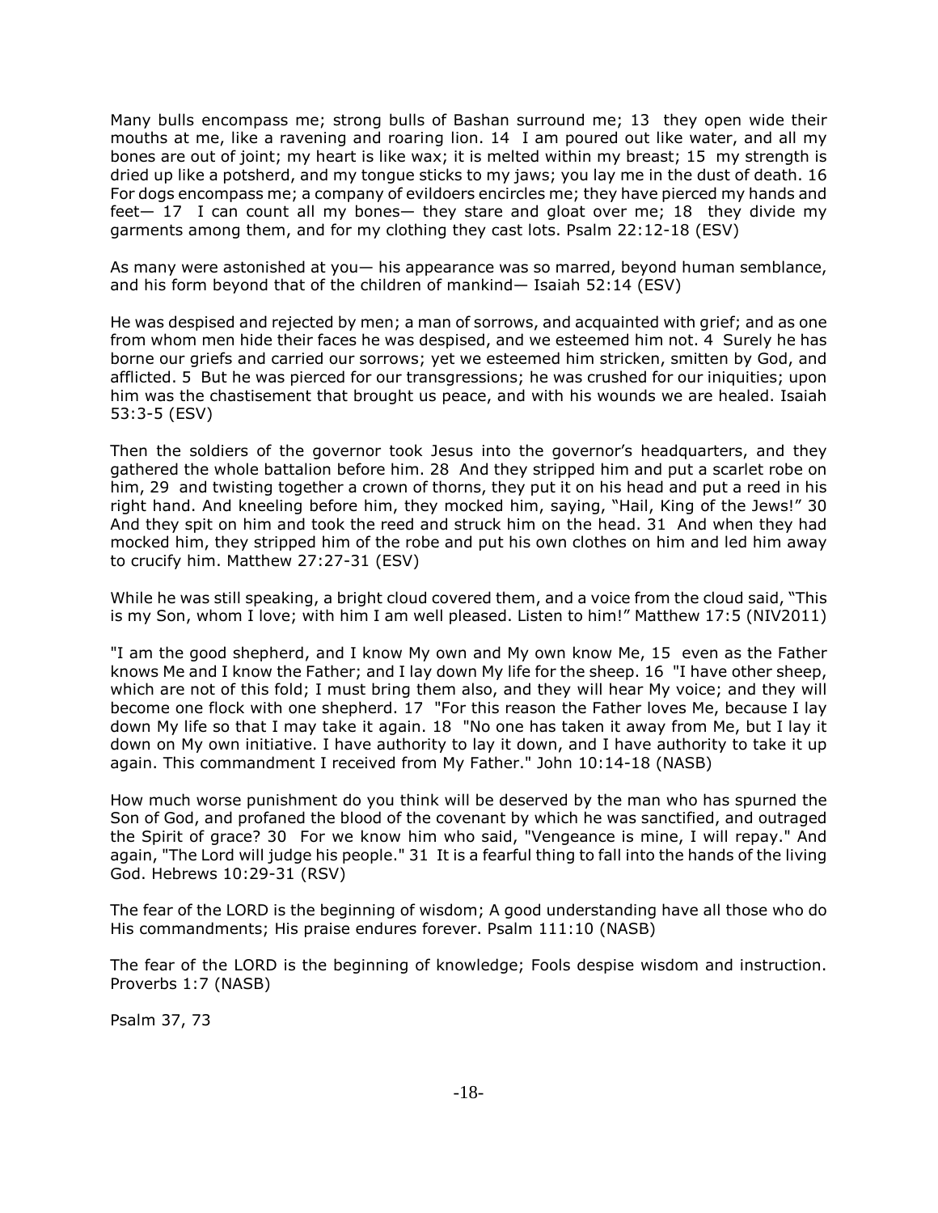Many bulls encompass me; strong bulls of Bashan surround me; 13 they open wide their mouths at me, like a ravening and roaring lion. 14 I am poured out like water, and all my bones are out of joint; my heart is like wax; it is melted within my breast; 15 my strength is dried up like a potsherd, and my tongue sticks to my jaws; you lay me in the dust of death. 16 For dogs encompass me; a company of evildoers encircles me; they have pierced my hands and feet— 17 I can count all my bones— they stare and gloat over me; 18 they divide my garments among them, and for my clothing they cast lots. Psalm 22:12-18 (ESV)

As many were astonished at you— his appearance was so marred, beyond human semblance, and his form beyond that of the children of mankind— Isaiah 52:14 (ESV)

He was despised and rejected by men; a man of sorrows, and acquainted with grief; and as one from whom men hide their faces he was despised, and we esteemed him not. 4 Surely he has borne our griefs and carried our sorrows; yet we esteemed him stricken, smitten by God, and afflicted. 5 But he was pierced for our transgressions; he was crushed for our iniquities; upon him was the chastisement that brought us peace, and with his wounds we are healed. Isaiah 53:3-5 (ESV)

Then the soldiers of the governor took Jesus into the governor's headquarters, and they gathered the whole battalion before him. 28 And they stripped him and put a scarlet robe on him, 29 and twisting together a crown of thorns, they put it on his head and put a reed in his right hand. And kneeling before him, they mocked him, saying, "Hail, King of the Jews!" 30 And they spit on him and took the reed and struck him on the head. 31 And when they had mocked him, they stripped him of the robe and put his own clothes on him and led him away to crucify him. Matthew 27:27-31 (ESV)

While he was still speaking, a bright cloud covered them, and a voice from the cloud said, "This is my Son, whom I love; with him I am well pleased. Listen to him!" Matthew 17:5 (NIV2011)

"I am the good shepherd, and I know My own and My own know Me, 15 even as the Father knows Me and I know the Father; and I lay down My life for the sheep. 16 "I have other sheep, which are not of this fold; I must bring them also, and they will hear My voice; and they will become one flock with one shepherd. 17 "For this reason the Father loves Me, because I lay down My life so that I may take it again. 18 "No one has taken it away from Me, but I lay it down on My own initiative. I have authority to lay it down, and I have authority to take it up again. This commandment I received from My Father." John 10:14-18 (NASB)

How much worse punishment do you think will be deserved by the man who has spurned the Son of God, and profaned the blood of the covenant by which he was sanctified, and outraged the Spirit of grace? 30 For we know him who said, "Vengeance is mine, I will repay." And again, "The Lord will judge his people." 31 It is a fearful thing to fall into the hands of the living God. Hebrews 10:29-31 (RSV)

The fear of the LORD is the beginning of wisdom; A good understanding have all those who do His commandments; His praise endures forever. Psalm 111:10 (NASB)

The fear of the LORD is the beginning of knowledge; Fools despise wisdom and instruction. Proverbs 1:7 (NASB)

Psalm 37, 73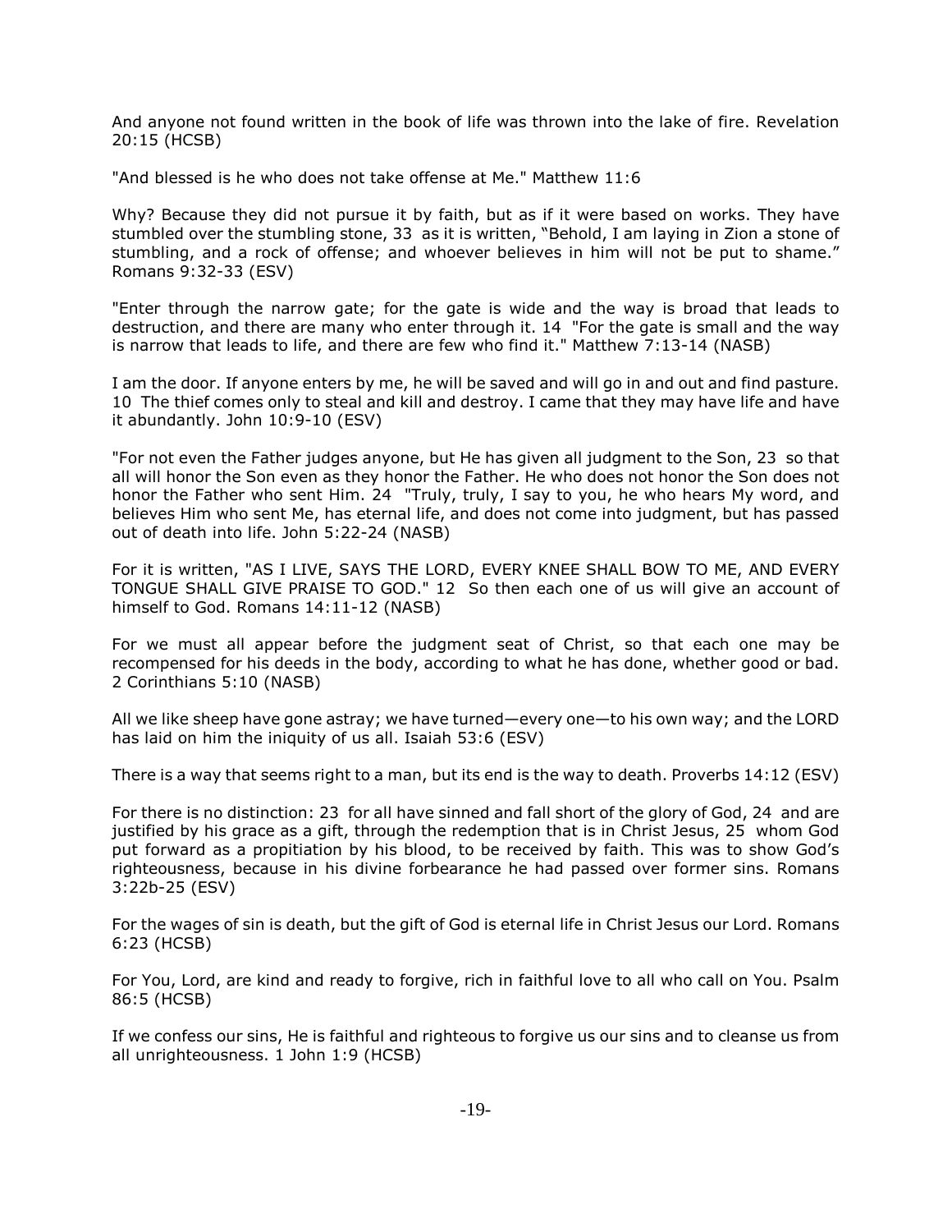And anyone not found written in the book of life was thrown into the lake of fire. Revelation 20:15 (HCSB)

"And blessed is he who does not take offense at Me." Matthew 11:6

Why? Because they did not pursue it by faith, but as if it were based on works. They have stumbled over the stumbling stone, 33 as it is written, "Behold, I am laying in Zion a stone of stumbling, and a rock of offense; and whoever believes in him will not be put to shame." Romans 9:32-33 (ESV)

"Enter through the narrow gate; for the gate is wide and the way is broad that leads to destruction, and there are many who enter through it. 14 "For the gate is small and the way is narrow that leads to life, and there are few who find it." Matthew 7:13-14 (NASB)

I am the door. If anyone enters by me, he will be saved and will go in and out and find pasture. 10 The thief comes only to steal and kill and destroy. I came that they may have life and have it abundantly. John 10:9-10 (ESV)

"For not even the Father judges anyone, but He has given all judgment to the Son, 23 so that all will honor the Son even as they honor the Father. He who does not honor the Son does not honor the Father who sent Him. 24 "Truly, truly, I say to you, he who hears My word, and believes Him who sent Me, has eternal life, and does not come into judgment, but has passed out of death into life. John 5:22-24 (NASB)

For it is written, "AS I LIVE, SAYS THE LORD, EVERY KNEE SHALL BOW TO ME, AND EVERY TONGUE SHALL GIVE PRAISE TO GOD." 12 So then each one of us will give an account of himself to God. Romans 14:11-12 (NASB)

For we must all appear before the judgment seat of Christ, so that each one may be recompensed for his deeds in the body, according to what he has done, whether good or bad. 2 Corinthians 5:10 (NASB)

All we like sheep have gone astray; we have turned—every one—to his own way; and the LORD has laid on him the iniquity of us all. Isaiah 53:6 (ESV)

There is a way that seems right to a man, but its end is the way to death. Proverbs 14:12 (ESV)

For there is no distinction: 23 for all have sinned and fall short of the glory of God, 24 and are justified by his grace as a gift, through the redemption that is in Christ Jesus, 25 whom God put forward as a propitiation by his blood, to be received by faith. This was to show God's righteousness, because in his divine forbearance he had passed over former sins. Romans 3:22b-25 (ESV)

For the wages of sin is death, but the gift of God is eternal life in Christ Jesus our Lord. Romans 6:23 (HCSB)

For You, Lord, are kind and ready to forgive, rich in faithful love to all who call on You. Psalm 86:5 (HCSB)

If we confess our sins, He is faithful and righteous to forgive us our sins and to cleanse us from all unrighteousness. 1 John 1:9 (HCSB)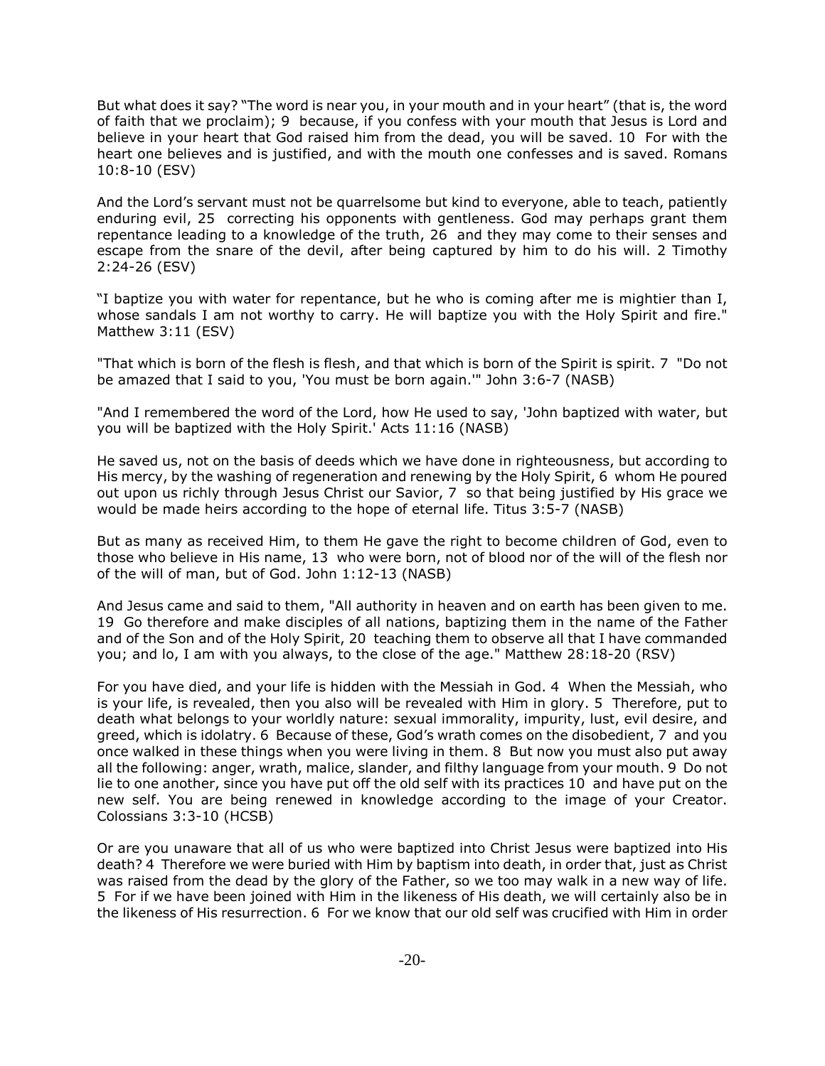But what does it say? "The word is near you, in your mouth and in your heart" (that is, the word of faith that we proclaim); 9 because, if you confess with your mouth that Jesus is Lord and believe in your heart that God raised him from the dead, you will be saved. 10 For with the heart one believes and is justified, and with the mouth one confesses and is saved. Romans 10:8-10 (ESV)

And the Lord's servant must not be quarrelsome but kind to everyone, able to teach, patiently enduring evil, 25 correcting his opponents with gentleness. God may perhaps grant them repentance leading to a knowledge of the truth, 26 and they may come to their senses and escape from the snare of the devil, after being captured by him to do his will. 2 Timothy 2:24-26 (ESV)

"I baptize you with water for repentance, but he who is coming after me is mightier than I, whose sandals I am not worthy to carry. He will baptize you with the Holy Spirit and fire." Matthew 3:11 (ESV)

"That which is born of the flesh is flesh, and that which is born of the Spirit is spirit. 7 "Do not be amazed that I said to you, 'You must be born again.'" John 3:6-7 (NASB)

"And I remembered the word of the Lord, how He used to say, 'John baptized with water, but you will be baptized with the Holy Spirit.' Acts 11:16 (NASB)

He saved us, not on the basis of deeds which we have done in righteousness, but according to His mercy, by the washing of regeneration and renewing by the Holy Spirit, 6 whom He poured out upon us richly through Jesus Christ our Savior, 7 so that being justified by His grace we would be made heirs according to the hope of eternal life. Titus 3:5-7 (NASB)

But as many as received Him, to them He gave the right to become children of God, even to those who believe in His name, 13 who were born, not of blood nor of the will of the flesh nor of the will of man, but of God. John 1:12-13 (NASB)

And Jesus came and said to them, "All authority in heaven and on earth has been given to me. 19 Go therefore and make disciples of all nations, baptizing them in the name of the Father and of the Son and of the Holy Spirit, 20 teaching them to observe all that I have commanded you; and lo, I am with you always, to the close of the age." Matthew 28:18-20 (RSV)

For you have died, and your life is hidden with the Messiah in God. 4 When the Messiah, who is your life, is revealed, then you also will be revealed with Him in glory. 5 Therefore, put to death what belongs to your worldly nature: sexual immorality, impurity, lust, evil desire, and greed, which is idolatry. 6 Because of these, God's wrath comes on the disobedient, 7 and you once walked in these things when you were living in them. 8 But now you must also put away all the following: anger, wrath, malice, slander, and filthy language from your mouth. 9 Do not lie to one another, since you have put off the old self with its practices 10 and have put on the new self. You are being renewed in knowledge according to the image of your Creator. Colossians 3:3-10 (HCSB)

Or are you unaware that all of us who were baptized into Christ Jesus were baptized into His death? 4 Therefore we were buried with Him by baptism into death, in order that, just as Christ was raised from the dead by the glory of the Father, so we too may walk in a new way of life. 5 For if we have been joined with Him in the likeness of His death, we will certainly also be in the likeness of His resurrection. 6 For we know that our old self was crucified with Him in order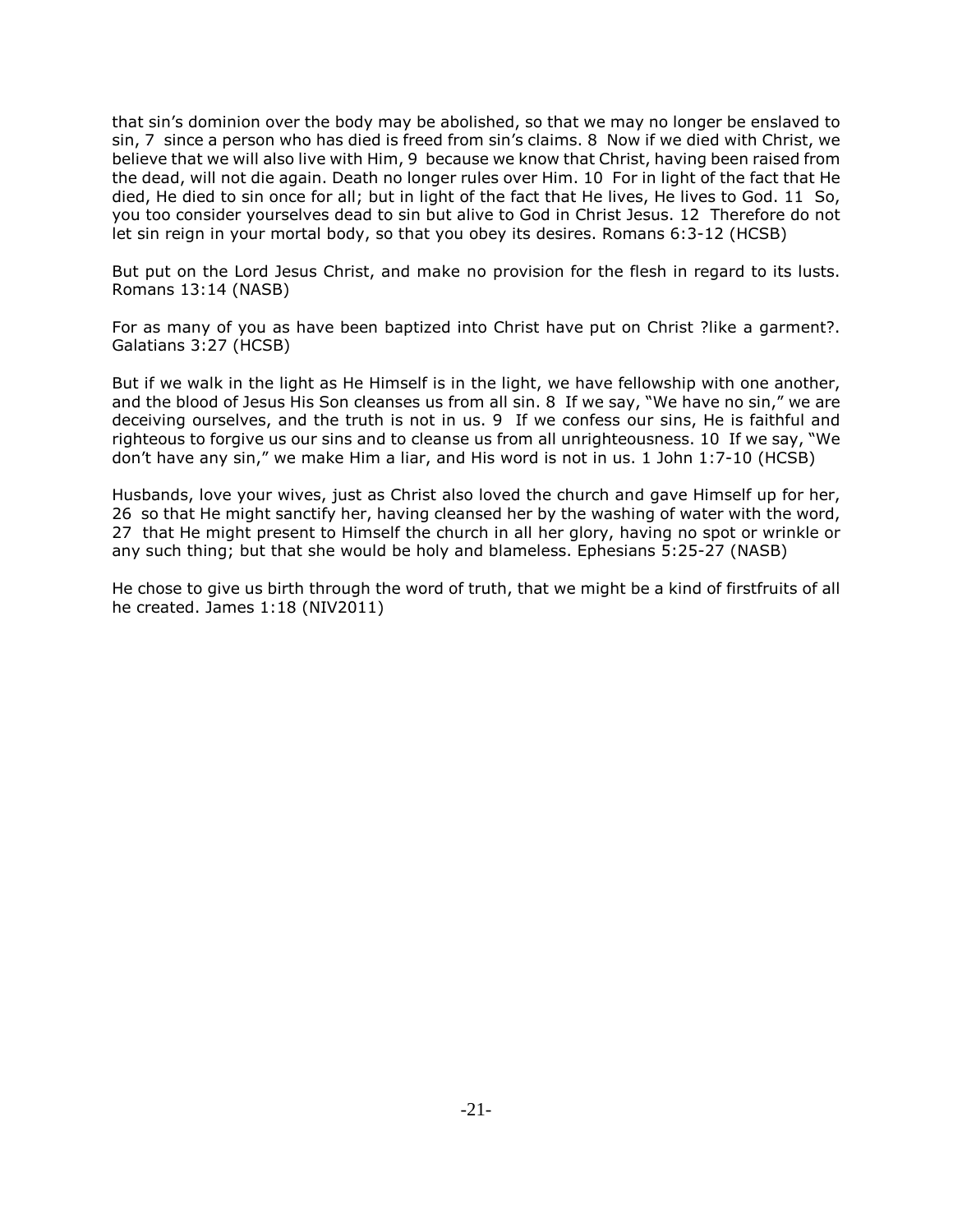that sin's dominion over the body may be abolished, so that we may no longer be enslaved to sin, 7 since a person who has died is freed from sin's claims. 8 Now if we died with Christ, we believe that we will also live with Him, 9 because we know that Christ, having been raised from the dead, will not die again. Death no longer rules over Him. 10 For in light of the fact that He died, He died to sin once for all; but in light of the fact that He lives, He lives to God. 11 So, you too consider yourselves dead to sin but alive to God in Christ Jesus. 12 Therefore do not let sin reign in your mortal body, so that you obey its desires. Romans 6:3-12 (HCSB)

But put on the Lord Jesus Christ, and make no provision for the flesh in regard to its lusts. Romans 13:14 (NASB)

For as many of you as have been baptized into Christ have put on Christ ?like a garment?. Galatians 3:27 (HCSB)

But if we walk in the light as He Himself is in the light, we have fellowship with one another, and the blood of Jesus His Son cleanses us from all sin. 8 If we say, "We have no sin," we are deceiving ourselves, and the truth is not in us. 9 If we confess our sins, He is faithful and righteous to forgive us our sins and to cleanse us from all unrighteousness. 10 If we say, "We don't have any sin," we make Him a liar, and His word is not in us. 1 John 1:7-10 (HCSB)

Husbands, love your wives, just as Christ also loved the church and gave Himself up for her, 26 so that He might sanctify her, having cleansed her by the washing of water with the word, 27 that He might present to Himself the church in all her glory, having no spot or wrinkle or any such thing; but that she would be holy and blameless. Ephesians 5:25-27 (NASB)

He chose to give us birth through the word of truth, that we might be a kind of firstfruits of all he created. James 1:18 (NIV2011)